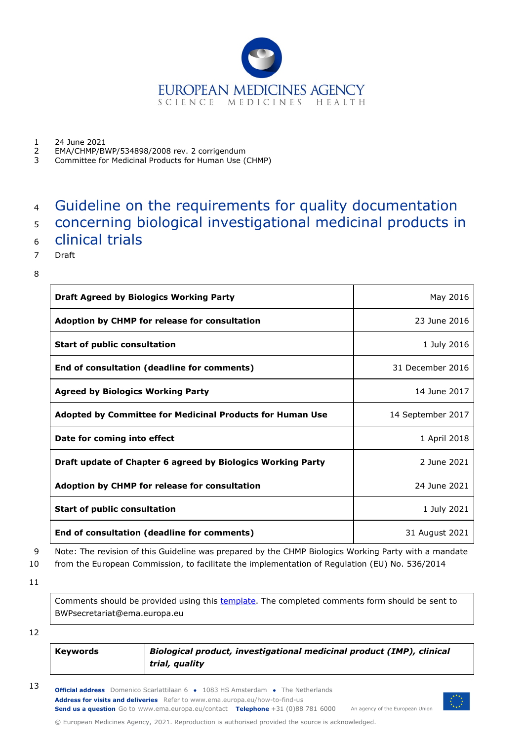EUROPEAN MEDICINES AGENCY
SCIENCE MEDICINES HEALTH

24 June 2021
EMA/CHMP/BWP/534898/2008 rev. 2 corrigendum
Committee for Medicinal Products for Human Use (CHMP)

# Guideline on the requirements for quality documentation concerning biological investigational medicinal products in clinical trials

Draft

| | |
|---|---|
| **Draft Agreed by Biologics Working Party** | May 2016 |
| **Adoption by CHMP for release for consultation** | 23 June 2016 |
| **Start of public consultation** | 1 July 2016 |
| **End of consultation (deadline for comments)** | 31 December 2016 |
| **Agreed by Biologics Working Party** | 14 June 2017 |
| **Adopted by Committee for Medicinal Products for Human Use** | 14 September 2017 |
| **Date for coming into effect** | 1 April 2018 |
| **Draft update of Chapter 6 agreed by Biologics Working Party** | 2 June 2021 |
| **Adoption by CHMP for release for consultation** | 24 June 2021 |
| **Start of public consultation** | 1 July 2021 |
| **End of consultation (deadline for comments)** | 31 August 2021 |

Note: The revision of this Guideline was prepared by the CHMP Biologics Working Party with a mandate from the European Commission, to facilitate the implementation of Regulation (EU) No. 536/2014

Comments should be provided using this template. The completed comments form should be sent to BWPsecretariat@ema.europa.eu

| | |
|---|---|
| **Keywords** | ***Biological product, investigational medicinal product (IMP), clinical trial, quality*** |

**Official address** Domenico Scarlattilaan 6 ● 1083 HS Amsterdam ● The Netherlands
**Address for visits and deliveries** Refer to www.ema.europa.eu/how-to-find-us
**Send us a question** Go to www.ema.europa.eu/contact **Telephone** +31 (0)88 781 6000 An agency of the European Union

© European Medicines Agency, 2021. Reproduction is authorised provided the source is acknowledged.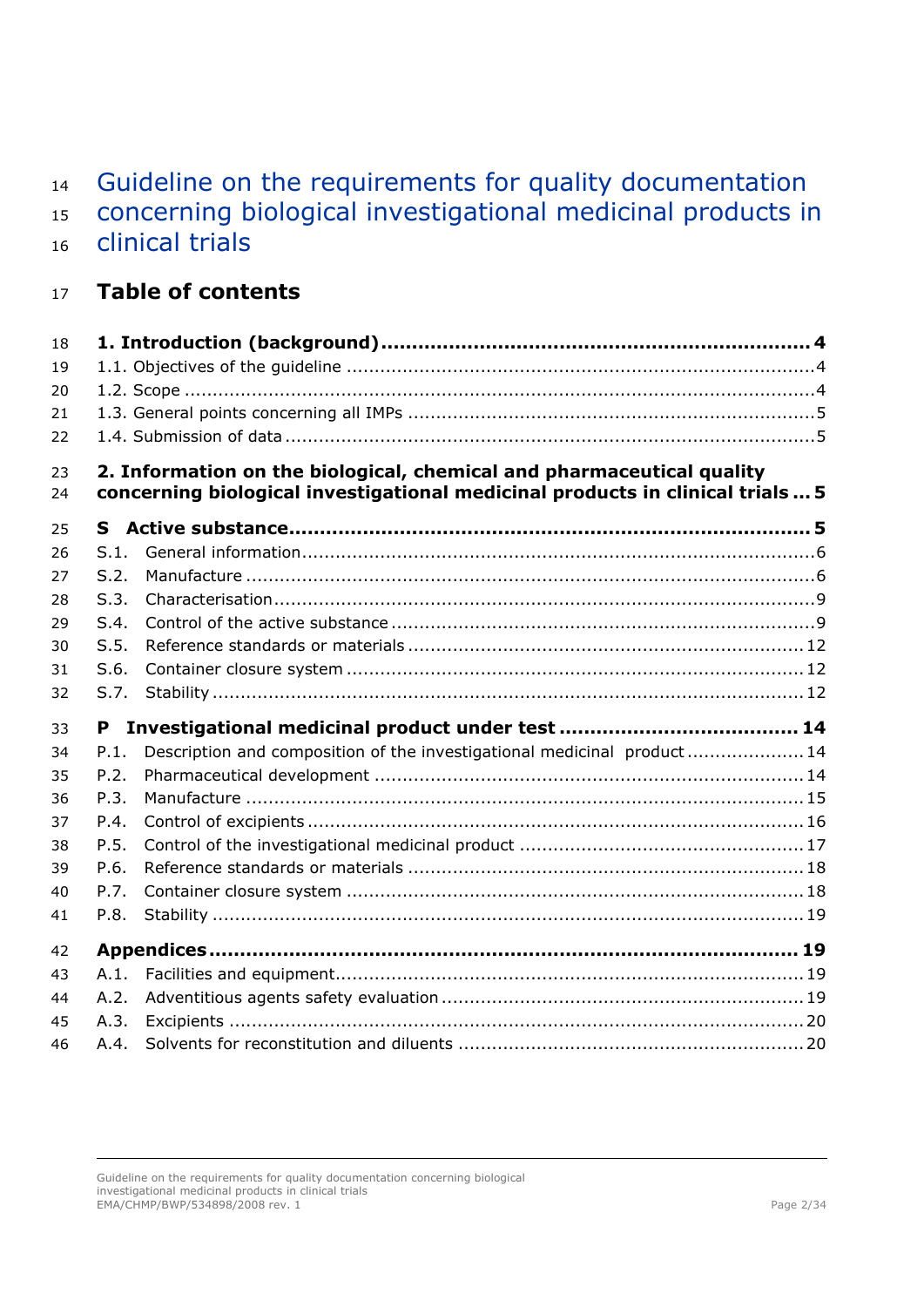# Guideline on the requirements for quality documentation concerning biological investigational medicinal products in clinical trials

## Table of contents

**1. Introduction (background) ..... 4**

1.1. Objectives of the guideline ..... 4

1.2. Scope ..... 4

1.3. General points concerning all IMPs ..... 5

1.4. Submission of data ..... 5

**2. Information on the biological, chemical and pharmaceutical quality concerning biological investigational medicinal products in clinical trials ... 5**

**S Active substance ..... 5**

S.1. General information ..... 6

S.2. Manufacture ..... 6

S.3. Characterisation ..... 9

S.4. Control of the active substance ..... 9

S.5. Reference standards or materials ..... 12

S.6. Container closure system ..... 12

S.7. Stability ..... 12

**P Investigational medicinal product under test ..... 14**

P.1. Description and composition of the investigational medicinal product ..... 14

P.2. Pharmaceutical development ..... 14

P.3. Manufacture ..... 15

P.4. Control of excipients ..... 16

P.5. Control of the investigational medicinal product ..... 17

P.6. Reference standards or materials ..... 18

P.7. Container closure system ..... 18

P.8. Stability ..... 19

**Appendices ..... 19**

A.1. Facilities and equipment ..... 19

A.2. Adventitious agents safety evaluation ..... 19

A.3. Excipients ..... 20

A.4. Solvents for reconstitution and diluents ..... 20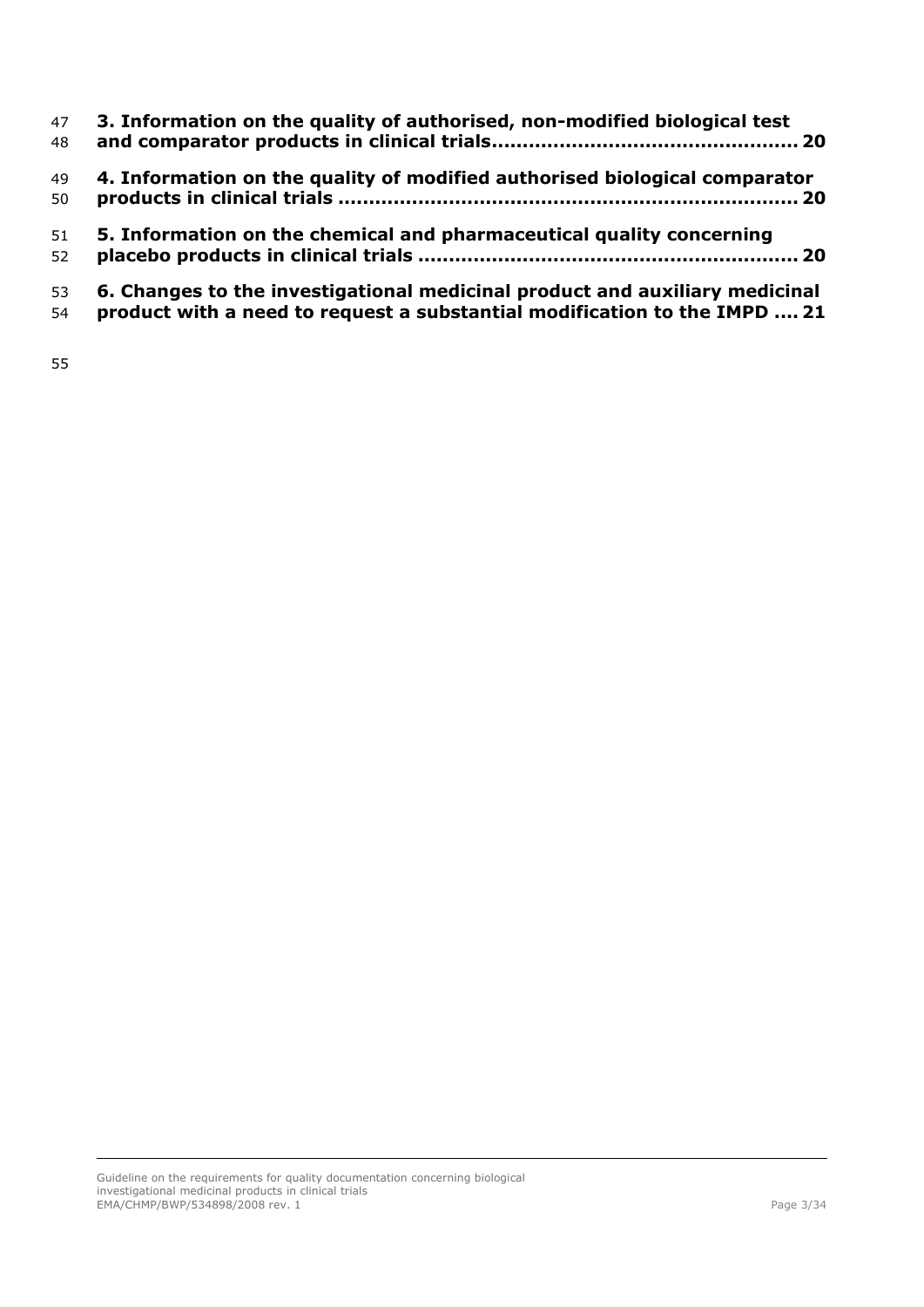**3. Information on the quality of authorised, non-modified biological test and comparator products in clinical trials................................................ 20**

**4. Information on the quality of modified authorised biological comparator products in clinical trials ......................................................................... 20**

**5. Information on the chemical and pharmaceutical quality concerning placebo products in clinical trials ............................................................. 20**

**6. Changes to the investigational medicinal product and auxiliary medicinal product with a need to request a substantial modification to the IMPD .... 21**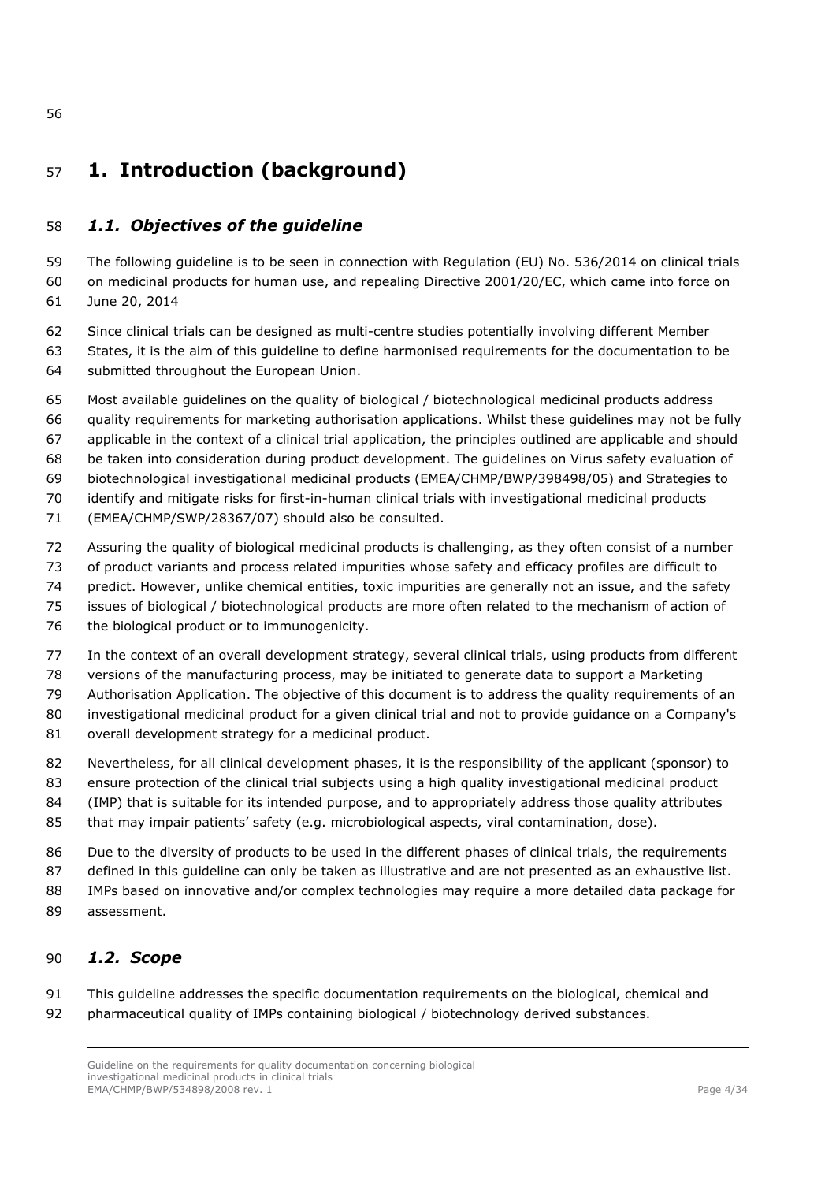# 1. Introduction (background)

## *1.1. Objectives of the guideline*

The following guideline is to be seen in connection with Regulation (EU) No. 536/2014 on clinical trials on medicinal products for human use, and repealing Directive 2001/20/EC, which came into force on June 20, 2014

Since clinical trials can be designed as multi-centre studies potentially involving different Member States, it is the aim of this guideline to define harmonised requirements for the documentation to be submitted throughout the European Union.

Most available guidelines on the quality of biological / biotechnological medicinal products address quality requirements for marketing authorisation applications. Whilst these guidelines may not be fully applicable in the context of a clinical trial application, the principles outlined are applicable and should be taken into consideration during product development. The guidelines on Virus safety evaluation of biotechnological investigational medicinal products (EMEA/CHMP/BWP/398498/05) and Strategies to identify and mitigate risks for first-in-human clinical trials with investigational medicinal products (EMEA/CHMP/SWP/28367/07) should also be consulted.

Assuring the quality of biological medicinal products is challenging, as they often consist of a number of product variants and process related impurities whose safety and efficacy profiles are difficult to predict. However, unlike chemical entities, toxic impurities are generally not an issue, and the safety issues of biological / biotechnological products are more often related to the mechanism of action of the biological product or to immunogenicity.

In the context of an overall development strategy, several clinical trials, using products from different versions of the manufacturing process, may be initiated to generate data to support a Marketing Authorisation Application. The objective of this document is to address the quality requirements of an investigational medicinal product for a given clinical trial and not to provide guidance on a Company's overall development strategy for a medicinal product.

Nevertheless, for all clinical development phases, it is the responsibility of the applicant (sponsor) to ensure protection of the clinical trial subjects using a high quality investigational medicinal product (IMP) that is suitable for its intended purpose, and to appropriately address those quality attributes that may impair patients' safety (e.g. microbiological aspects, viral contamination, dose).

Due to the diversity of products to be used in the different phases of clinical trials, the requirements defined in this guideline can only be taken as illustrative and are not presented as an exhaustive list. IMPs based on innovative and/or complex technologies may require a more detailed data package for assessment.

## *1.2. Scope*

This guideline addresses the specific documentation requirements on the biological, chemical and pharmaceutical quality of IMPs containing biological / biotechnology derived substances.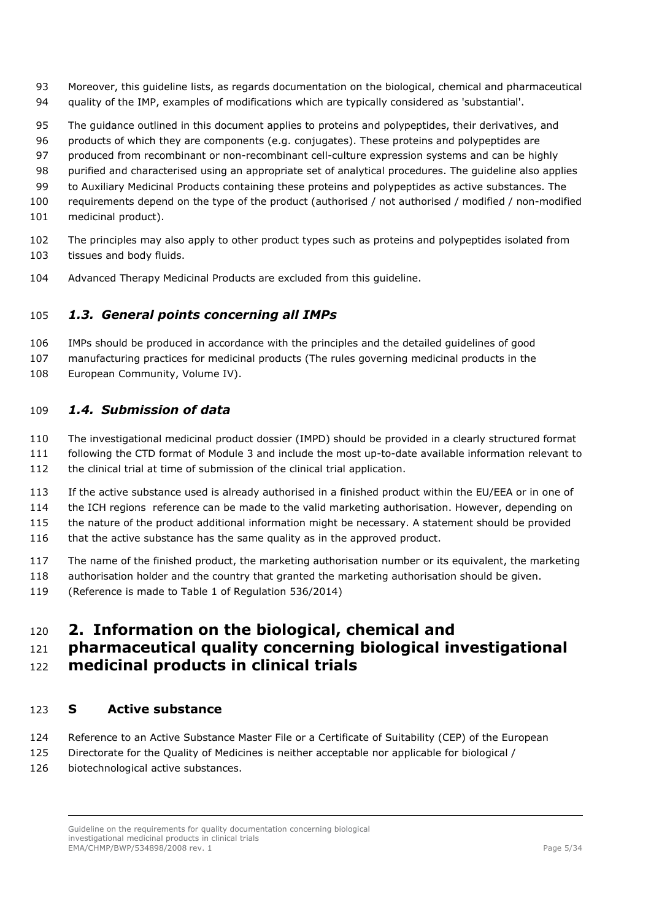Moreover, this guideline lists, as regards documentation on the biological, chemical and pharmaceutical quality of the IMP, examples of modifications which are typically considered as 'substantial'.

The guidance outlined in this document applies to proteins and polypeptides, their derivatives, and products of which they are components (e.g. conjugates). These proteins and polypeptides are produced from recombinant or non-recombinant cell-culture expression systems and can be highly purified and characterised using an appropriate set of analytical procedures. The guideline also applies to Auxiliary Medicinal Products containing these proteins and polypeptides as active substances. The requirements depend on the type of the product (authorised / not authorised / modified / non-modified medicinal product).

The principles may also apply to other product types such as proteins and polypeptides isolated from tissues and body fluids.

Advanced Therapy Medicinal Products are excluded from this guideline.

### *1.3. General points concerning all IMPs*

IMPs should be produced in accordance with the principles and the detailed guidelines of good manufacturing practices for medicinal products (The rules governing medicinal products in the European Community, Volume IV).

### *1.4. Submission of data*

The investigational medicinal product dossier (IMPD) should be provided in a clearly structured format following the CTD format of Module 3 and include the most up-to-date available information relevant to the clinical trial at time of submission of the clinical trial application.

If the active substance used is already authorised in a finished product within the EU/EEA or in one of the ICH regions reference can be made to the valid marketing authorisation. However, depending on the nature of the product additional information might be necessary. A statement should be provided that the active substance has the same quality as in the approved product.

The name of the finished product, the marketing authorisation number or its equivalent, the marketing authorisation holder and the country that granted the marketing authorisation should be given. (Reference is made to Table 1 of Regulation 536/2014)

# 2. Information on the biological, chemical and pharmaceutical quality concerning biological investigational medicinal products in clinical trials

## S Active substance

Reference to an Active Substance Master File or a Certificate of Suitability (CEP) of the European Directorate for the Quality of Medicines is neither acceptable nor applicable for biological / biotechnological active substances.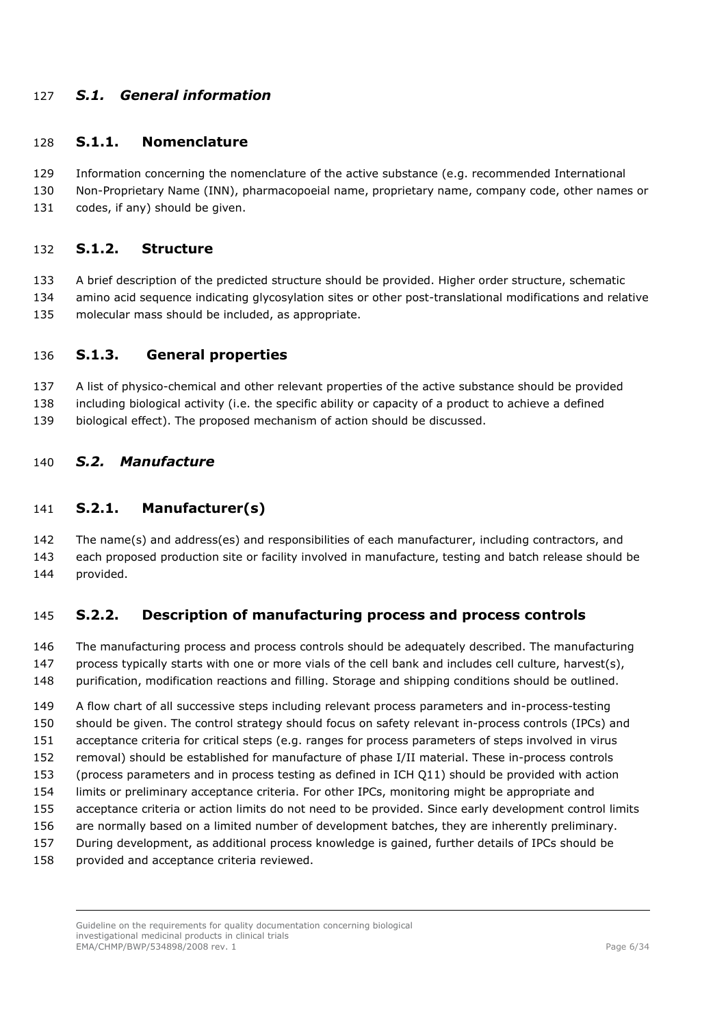## *S.1. General information*

### S.1.1. Nomenclature

Information concerning the nomenclature of the active substance (e.g. recommended International Non-Proprietary Name (INN), pharmacopoeial name, proprietary name, company code, other names or codes, if any) should be given.

### S.1.2. Structure

A brief description of the predicted structure should be provided. Higher order structure, schematic amino acid sequence indicating glycosylation sites or other post-translational modifications and relative molecular mass should be included, as appropriate.

### S.1.3. General properties

A list of physico-chemical and other relevant properties of the active substance should be provided including biological activity (i.e. the specific ability or capacity of a product to achieve a defined biological effect). The proposed mechanism of action should be discussed.

## *S.2. Manufacture*

### S.2.1. Manufacturer(s)

The name(s) and address(es) and responsibilities of each manufacturer, including contractors, and each proposed production site or facility involved in manufacture, testing and batch release should be provided.

### S.2.2. Description of manufacturing process and process controls

The manufacturing process and process controls should be adequately described. The manufacturing process typically starts with one or more vials of the cell bank and includes cell culture, harvest(s), purification, modification reactions and filling. Storage and shipping conditions should be outlined.

A flow chart of all successive steps including relevant process parameters and in-process-testing should be given. The control strategy should focus on safety relevant in-process controls (IPCs) and acceptance criteria for critical steps (e.g. ranges for process parameters of steps involved in virus removal) should be established for manufacture of phase I/II material. These in-process controls (process parameters and in process testing as defined in ICH Q11) should be provided with action limits or preliminary acceptance criteria. For other IPCs, monitoring might be appropriate and acceptance criteria or action limits do not need to be provided. Since early development control limits are normally based on a limited number of development batches, they are inherently preliminary. During development, as additional process knowledge is gained, further details of IPCs should be provided and acceptance criteria reviewed.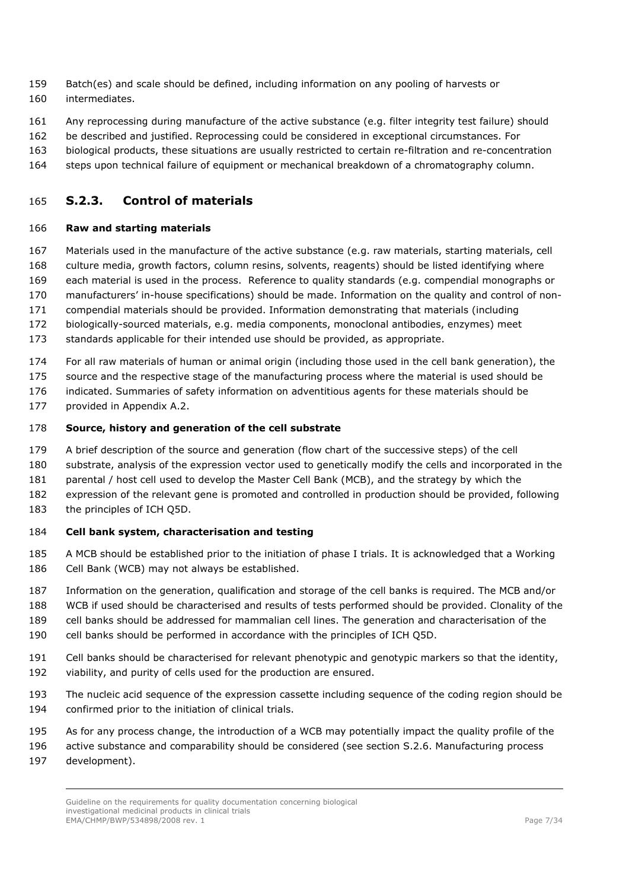Batch(es) and scale should be defined, including information on any pooling of harvests or intermediates.

Any reprocessing during manufacture of the active substance (e.g. filter integrity test failure) should be described and justified. Reprocessing could be considered in exceptional circumstances. For biological products, these situations are usually restricted to certain re-filtration and re-concentration steps upon technical failure of equipment or mechanical breakdown of a chromatography column.

## S.2.3. Control of materials

**Raw and starting materials**

Materials used in the manufacture of the active substance (e.g. raw materials, starting materials, cell culture media, growth factors, column resins, solvents, reagents) should be listed identifying where each material is used in the process. Reference to quality standards (e.g. compendial monographs or manufacturers' in-house specifications) should be made. Information on the quality and control of non-compendial materials should be provided. Information demonstrating that materials (including biologically-sourced materials, e.g. media components, monoclonal antibodies, enzymes) meet standards applicable for their intended use should be provided, as appropriate.

For all raw materials of human or animal origin (including those used in the cell bank generation), the source and the respective stage of the manufacturing process where the material is used should be indicated. Summaries of safety information on adventitious agents for these materials should be provided in Appendix A.2.

**Source, history and generation of the cell substrate**

A brief description of the source and generation (flow chart of the successive steps) of the cell substrate, analysis of the expression vector used to genetically modify the cells and incorporated in the parental / host cell used to develop the Master Cell Bank (MCB), and the strategy by which the expression of the relevant gene is promoted and controlled in production should be provided, following the principles of ICH Q5D.

**Cell bank system, characterisation and testing**

A MCB should be established prior to the initiation of phase I trials. It is acknowledged that a Working Cell Bank (WCB) may not always be established.

Information on the generation, qualification and storage of the cell banks is required. The MCB and/or WCB if used should be characterised and results of tests performed should be provided. Clonality of the cell banks should be addressed for mammalian cell lines. The generation and characterisation of the cell banks should be performed in accordance with the principles of ICH Q5D.

Cell banks should be characterised for relevant phenotypic and genotypic markers so that the identity, viability, and purity of cells used for the production are ensured.

The nucleic acid sequence of the expression cassette including sequence of the coding region should be confirmed prior to the initiation of clinical trials.

As for any process change, the introduction of a WCB may potentially impact the quality profile of the active substance and comparability should be considered (see section S.2.6. Manufacturing process development).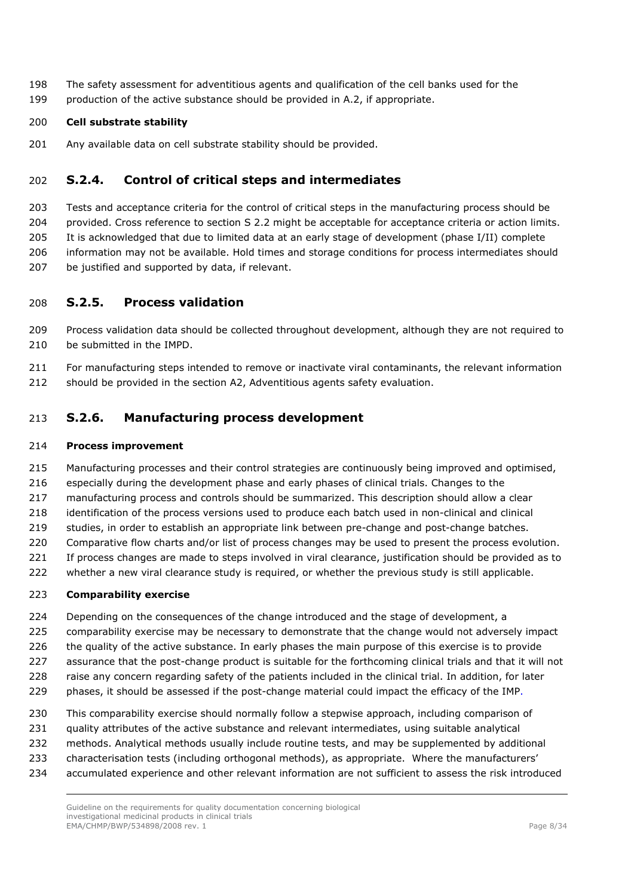The safety assessment for adventitious agents and qualification of the cell banks used for the production of the active substance should be provided in A.2, if appropriate.

**Cell substrate stability**

Any available data on cell substrate stability should be provided.

## S.2.4. Control of critical steps and intermediates

Tests and acceptance criteria for the control of critical steps in the manufacturing process should be provided. Cross reference to section S 2.2 might be acceptable for acceptance criteria or action limits. It is acknowledged that due to limited data at an early stage of development (phase I/II) complete information may not be available. Hold times and storage conditions for process intermediates should be justified and supported by data, if relevant.

## S.2.5. Process validation

Process validation data should be collected throughout development, although they are not required to be submitted in the IMPD.

For manufacturing steps intended to remove or inactivate viral contaminants, the relevant information should be provided in the section A2, Adventitious agents safety evaluation.

## S.2.6. Manufacturing process development

**Process improvement**

Manufacturing processes and their control strategies are continuously being improved and optimised, especially during the development phase and early phases of clinical trials. Changes to the manufacturing process and controls should be summarized. This description should allow a clear identification of the process versions used to produce each batch used in non-clinical and clinical studies, in order to establish an appropriate link between pre-change and post-change batches. Comparative flow charts and/or list of process changes may be used to present the process evolution. If process changes are made to steps involved in viral clearance, justification should be provided as to whether a new viral clearance study is required, or whether the previous study is still applicable.

**Comparability exercise**

Depending on the consequences of the change introduced and the stage of development, a comparability exercise may be necessary to demonstrate that the change would not adversely impact the quality of the active substance. In early phases the main purpose of this exercise is to provide assurance that the post-change product is suitable for the forthcoming clinical trials and that it will not raise any concern regarding safety of the patients included in the clinical trial. In addition, for later phases, it should be assessed if the post-change material could impact the efficacy of the IMP.

This comparability exercise should normally follow a stepwise approach, including comparison of quality attributes of the active substance and relevant intermediates, using suitable analytical methods. Analytical methods usually include routine tests, and may be supplemented by additional characterisation tests (including orthogonal methods), as appropriate. Where the manufacturers' accumulated experience and other relevant information are not sufficient to assess the risk introduced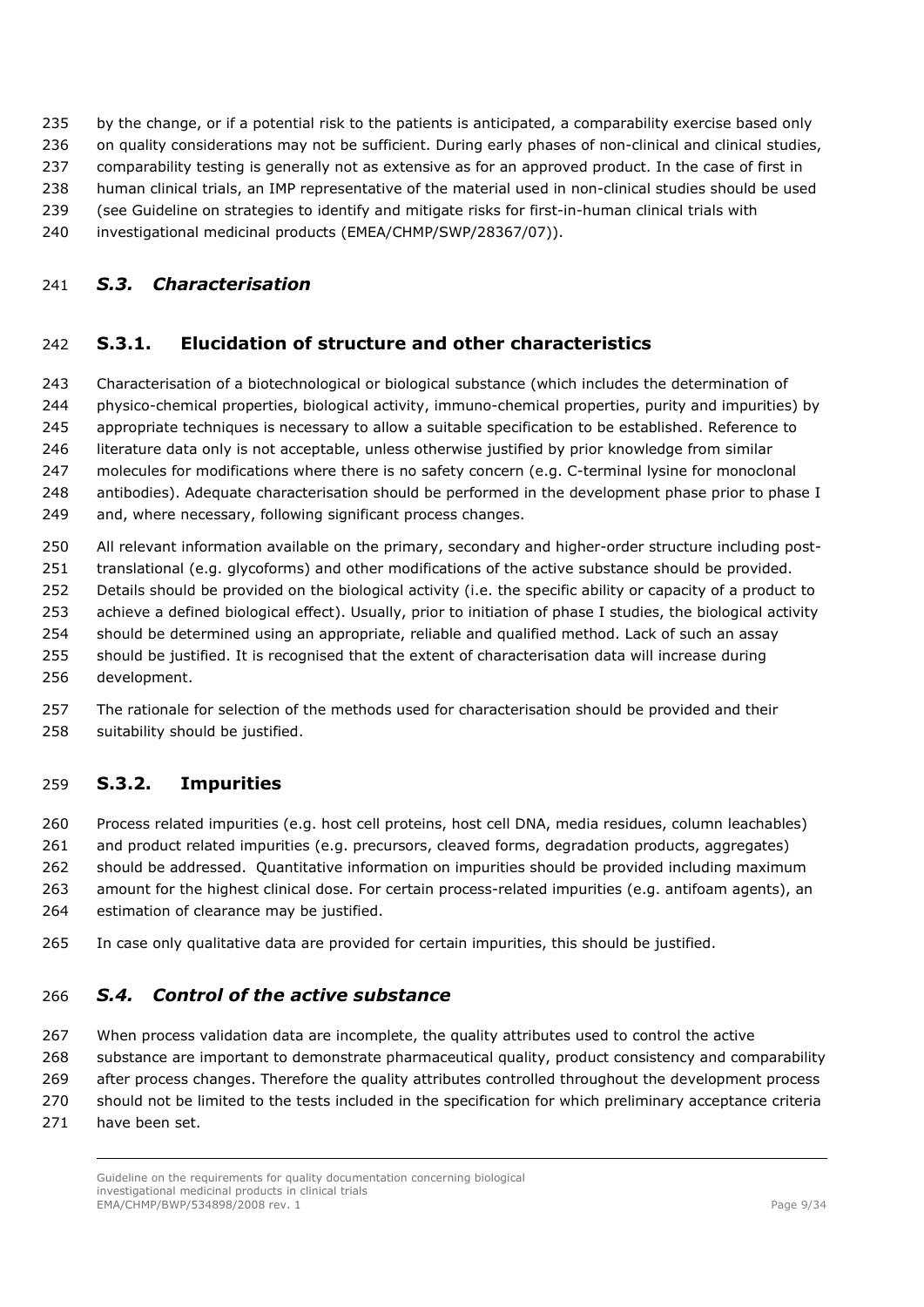by the change, or if a potential risk to the patients is anticipated, a comparability exercise based only on quality considerations may not be sufficient. During early phases of non-clinical and clinical studies, comparability testing is generally not as extensive as for an approved product. In the case of first in human clinical trials, an IMP representative of the material used in non-clinical studies should be used (see Guideline on strategies to identify and mitigate risks for first-in-human clinical trials with investigational medicinal products (EMEA/CHMP/SWP/28367/07)).

## *S.3. Characterisation*

### S.3.1. Elucidation of structure and other characteristics

Characterisation of a biotechnological or biological substance (which includes the determination of physico-chemical properties, biological activity, immuno-chemical properties, purity and impurities) by appropriate techniques is necessary to allow a suitable specification to be established. Reference to literature data only is not acceptable, unless otherwise justified by prior knowledge from similar molecules for modifications where there is no safety concern (e.g. C-terminal lysine for monoclonal antibodies). Adequate characterisation should be performed in the development phase prior to phase I and, where necessary, following significant process changes.

All relevant information available on the primary, secondary and higher-order structure including post-translational (e.g. glycoforms) and other modifications of the active substance should be provided. Details should be provided on the biological activity (i.e. the specific ability or capacity of a product to achieve a defined biological effect). Usually, prior to initiation of phase I studies, the biological activity should be determined using an appropriate, reliable and qualified method. Lack of such an assay should be justified. It is recognised that the extent of characterisation data will increase during development.

The rationale for selection of the methods used for characterisation should be provided and their suitability should be justified.

### S.3.2. Impurities

Process related impurities (e.g. host cell proteins, host cell DNA, media residues, column leachables) and product related impurities (e.g. precursors, cleaved forms, degradation products, aggregates) should be addressed. Quantitative information on impurities should be provided including maximum amount for the highest clinical dose. For certain process-related impurities (e.g. antifoam agents), an estimation of clearance may be justified.

In case only qualitative data are provided for certain impurities, this should be justified.

## *S.4. Control of the active substance*

When process validation data are incomplete, the quality attributes used to control the active substance are important to demonstrate pharmaceutical quality, product consistency and comparability after process changes. Therefore the quality attributes controlled throughout the development process should not be limited to the tests included in the specification for which preliminary acceptance criteria have been set.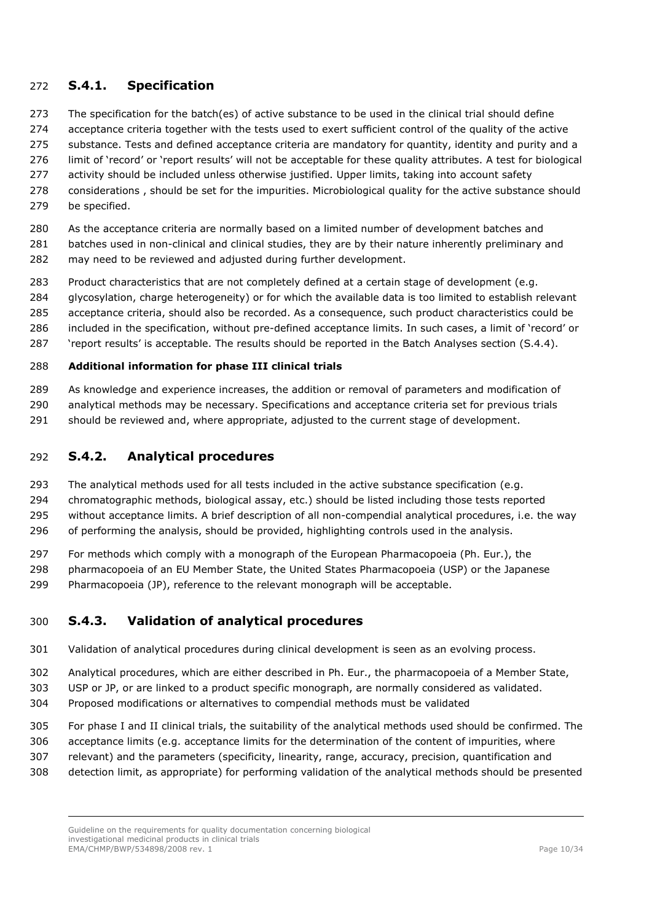## S.4.1. Specification

The specification for the batch(es) of active substance to be used in the clinical trial should define acceptance criteria together with the tests used to exert sufficient control of the quality of the active substance. Tests and defined acceptance criteria are mandatory for quantity, identity and purity and a limit of 'record' or 'report results' will not be acceptable for these quality attributes. A test for biological activity should be included unless otherwise justified. Upper limits, taking into account safety considerations , should be set for the impurities. Microbiological quality for the active substance should be specified.

As the acceptance criteria are normally based on a limited number of development batches and batches used in non-clinical and clinical studies, they are by their nature inherently preliminary and may need to be reviewed and adjusted during further development.

Product characteristics that are not completely defined at a certain stage of development (e.g. glycosylation, charge heterogeneity) or for which the available data is too limited to establish relevant acceptance criteria, should also be recorded. As a consequence, such product characteristics could be included in the specification, without pre-defined acceptance limits. In such cases, a limit of 'record' or 'report results' is acceptable. The results should be reported in the Batch Analyses section (S.4.4).

**Additional information for phase III clinical trials**

As knowledge and experience increases, the addition or removal of parameters and modification of analytical methods may be necessary. Specifications and acceptance criteria set for previous trials should be reviewed and, where appropriate, adjusted to the current stage of development.

## S.4.2. Analytical procedures

The analytical methods used for all tests included in the active substance specification (e.g. chromatographic methods, biological assay, etc.) should be listed including those tests reported without acceptance limits. A brief description of all non-compendial analytical procedures, i.e. the way of performing the analysis, should be provided, highlighting controls used in the analysis.

For methods which comply with a monograph of the European Pharmacopoeia (Ph. Eur.), the pharmacopoeia of an EU Member State, the United States Pharmacopoeia (USP) or the Japanese Pharmacopoeia (JP), reference to the relevant monograph will be acceptable.

## S.4.3. Validation of analytical procedures

Validation of analytical procedures during clinical development is seen as an evolving process.

Analytical procedures, which are either described in Ph. Eur., the pharmacopoeia of a Member State, USP or JP, or are linked to a product specific monograph, are normally considered as validated. Proposed modifications or alternatives to compendial methods must be validated

For phase I and II clinical trials, the suitability of the analytical methods used should be confirmed. The acceptance limits (e.g. acceptance limits for the determination of the content of impurities, where relevant) and the parameters (specificity, linearity, range, accuracy, precision, quantification and detection limit, as appropriate) for performing validation of the analytical methods should be presented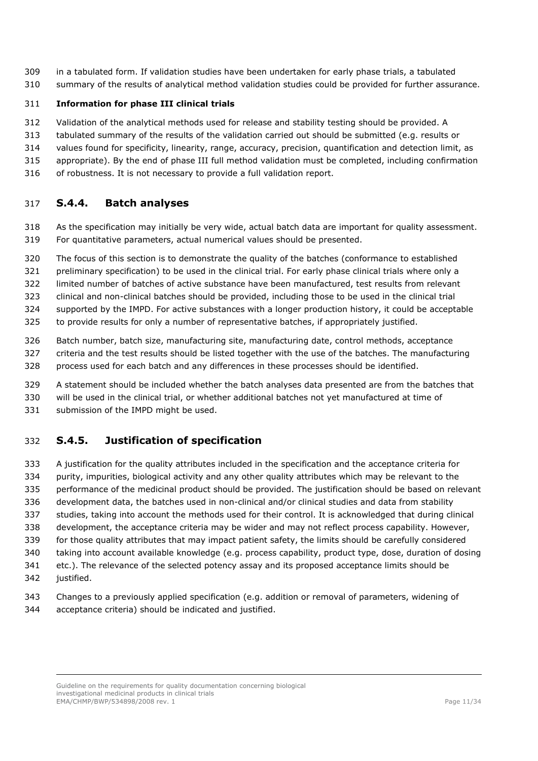in a tabulated form. If validation studies have been undertaken for early phase trials, a tabulated summary of the results of analytical method validation studies could be provided for further assurance.

**Information for phase III clinical trials**

Validation of the analytical methods used for release and stability testing should be provided. A tabulated summary of the results of the validation carried out should be submitted (e.g. results or values found for specificity, linearity, range, accuracy, precision, quantification and detection limit, as appropriate). By the end of phase III full method validation must be completed, including confirmation of robustness. It is not necessary to provide a full validation report.

## S.4.4. Batch analyses

As the specification may initially be very wide, actual batch data are important for quality assessment. For quantitative parameters, actual numerical values should be presented.

The focus of this section is to demonstrate the quality of the batches (conformance to established preliminary specification) to be used in the clinical trial. For early phase clinical trials where only a limited number of batches of active substance have been manufactured, test results from relevant clinical and non-clinical batches should be provided, including those to be used in the clinical trial supported by the IMPD. For active substances with a longer production history, it could be acceptable to provide results for only a number of representative batches, if appropriately justified.

Batch number, batch size, manufacturing site, manufacturing date, control methods, acceptance criteria and the test results should be listed together with the use of the batches. The manufacturing process used for each batch and any differences in these processes should be identified.

A statement should be included whether the batch analyses data presented are from the batches that will be used in the clinical trial, or whether additional batches not yet manufactured at time of submission of the IMPD might be used.

## S.4.5. Justification of specification

A justification for the quality attributes included in the specification and the acceptance criteria for purity, impurities, biological activity and any other quality attributes which may be relevant to the performance of the medicinal product should be provided. The justification should be based on relevant development data, the batches used in non-clinical and/or clinical studies and data from stability studies, taking into account the methods used for their control. It is acknowledged that during clinical development, the acceptance criteria may be wider and may not reflect process capability. However, for those quality attributes that may impact patient safety, the limits should be carefully considered taking into account available knowledge (e.g. process capability, product type, dose, duration of dosing etc.). The relevance of the selected potency assay and its proposed acceptance limits should be justified.

Changes to a previously applied specification (e.g. addition or removal of parameters, widening of acceptance criteria) should be indicated and justified.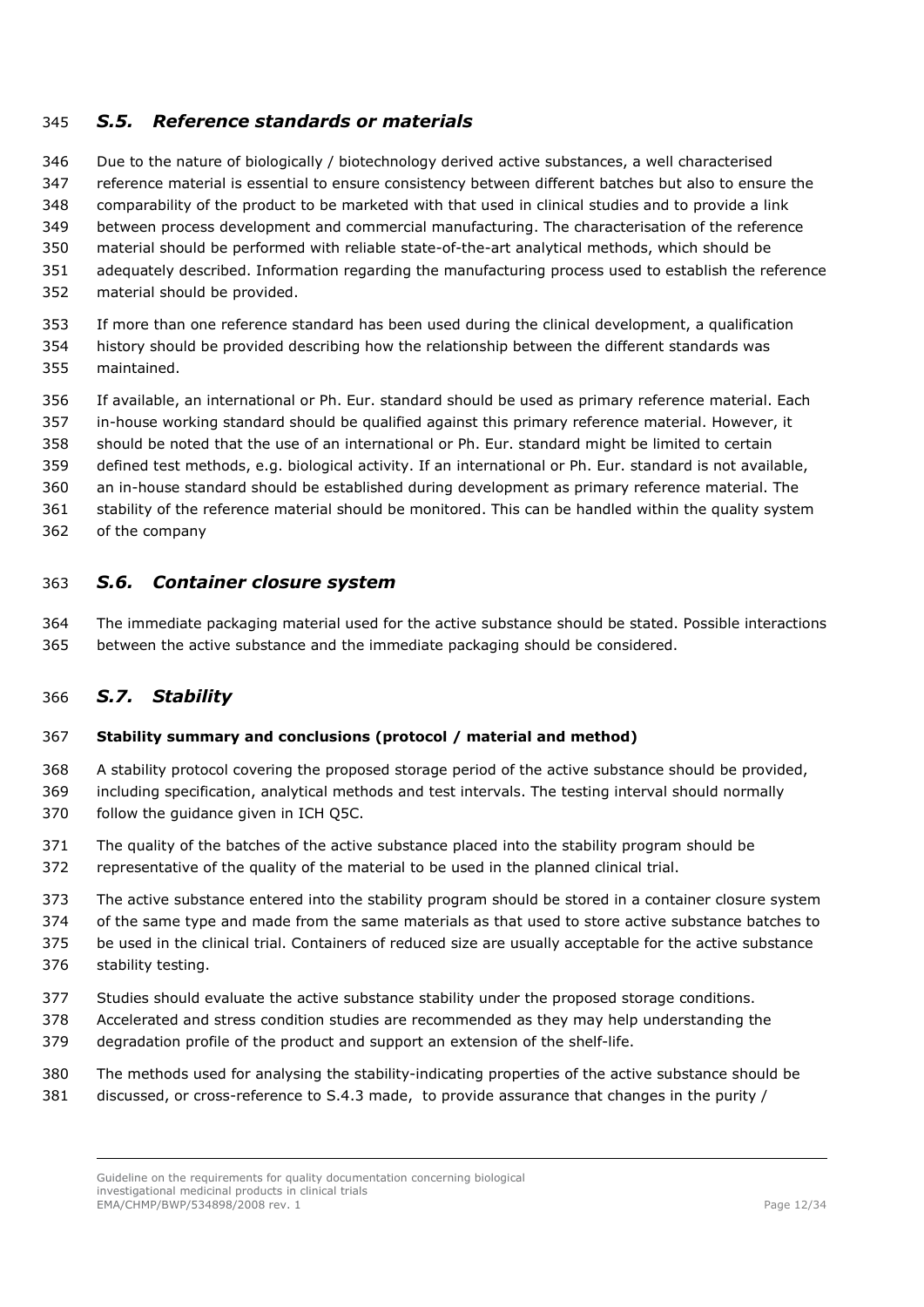## *S.5. Reference standards or materials*

Due to the nature of biologically / biotechnology derived active substances, a well characterised reference material is essential to ensure consistency between different batches but also to ensure the comparability of the product to be marketed with that used in clinical studies and to provide a link between process development and commercial manufacturing. The characterisation of the reference material should be performed with reliable state-of-the-art analytical methods, which should be adequately described. Information regarding the manufacturing process used to establish the reference material should be provided.

If more than one reference standard has been used during the clinical development, a qualification history should be provided describing how the relationship between the different standards was maintained.

If available, an international or Ph. Eur. standard should be used as primary reference material. Each in-house working standard should be qualified against this primary reference material. However, it should be noted that the use of an international or Ph. Eur. standard might be limited to certain defined test methods, e.g. biological activity. If an international or Ph. Eur. standard is not available, an in-house standard should be established during development as primary reference material. The stability of the reference material should be monitored. This can be handled within the quality system of the company

## *S.6. Container closure system*

The immediate packaging material used for the active substance should be stated. Possible interactions between the active substance and the immediate packaging should be considered.

## *S.7. Stability*

**Stability summary and conclusions (protocol / material and method)**

A stability protocol covering the proposed storage period of the active substance should be provided, including specification, analytical methods and test intervals. The testing interval should normally follow the guidance given in ICH Q5C.

The quality of the batches of the active substance placed into the stability program should be representative of the quality of the material to be used in the planned clinical trial.

The active substance entered into the stability program should be stored in a container closure system of the same type and made from the same materials as that used to store active substance batches to be used in the clinical trial. Containers of reduced size are usually acceptable for the active substance stability testing.

Studies should evaluate the active substance stability under the proposed storage conditions. Accelerated and stress condition studies are recommended as they may help understanding the degradation profile of the product and support an extension of the shelf-life.

The methods used for analysing the stability-indicating properties of the active substance should be discussed, or cross-reference to S.4.3 made, to provide assurance that changes in the purity /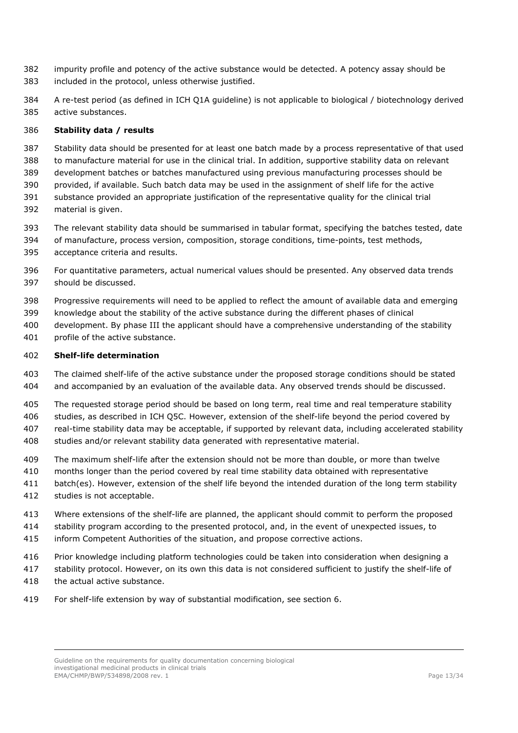impurity profile and potency of the active substance would be detected. A potency assay should be included in the protocol, unless otherwise justified.

A re-test period (as defined in ICH Q1A guideline) is not applicable to biological / biotechnology derived active substances.

**Stability data / results**

Stability data should be presented for at least one batch made by a process representative of that used to manufacture material for use in the clinical trial. In addition, supportive stability data on relevant development batches or batches manufactured using previous manufacturing processes should be provided, if available. Such batch data may be used in the assignment of shelf life for the active substance provided an appropriate justification of the representative quality for the clinical trial material is given.

The relevant stability data should be summarised in tabular format, specifying the batches tested, date of manufacture, process version, composition, storage conditions, time-points, test methods, acceptance criteria and results.

For quantitative parameters, actual numerical values should be presented. Any observed data trends should be discussed.

Progressive requirements will need to be applied to reflect the amount of available data and emerging knowledge about the stability of the active substance during the different phases of clinical development. By phase III the applicant should have a comprehensive understanding of the stability profile of the active substance.

**Shelf-life determination**

The claimed shelf-life of the active substance under the proposed storage conditions should be stated and accompanied by an evaluation of the available data. Any observed trends should be discussed.

The requested storage period should be based on long term, real time and real temperature stability studies, as described in ICH Q5C. However, extension of the shelf-life beyond the period covered by real-time stability data may be acceptable, if supported by relevant data, including accelerated stability studies and/or relevant stability data generated with representative material.

The maximum shelf-life after the extension should not be more than double, or more than twelve months longer than the period covered by real time stability data obtained with representative batch(es). However, extension of the shelf life beyond the intended duration of the long term stability studies is not acceptable.

Where extensions of the shelf-life are planned, the applicant should commit to perform the proposed stability program according to the presented protocol, and, in the event of unexpected issues, to inform Competent Authorities of the situation, and propose corrective actions.

Prior knowledge including platform technologies could be taken into consideration when designing a stability protocol. However, on its own this data is not considered sufficient to justify the shelf-life of the actual active substance.

For shelf-life extension by way of substantial modification, see section 6.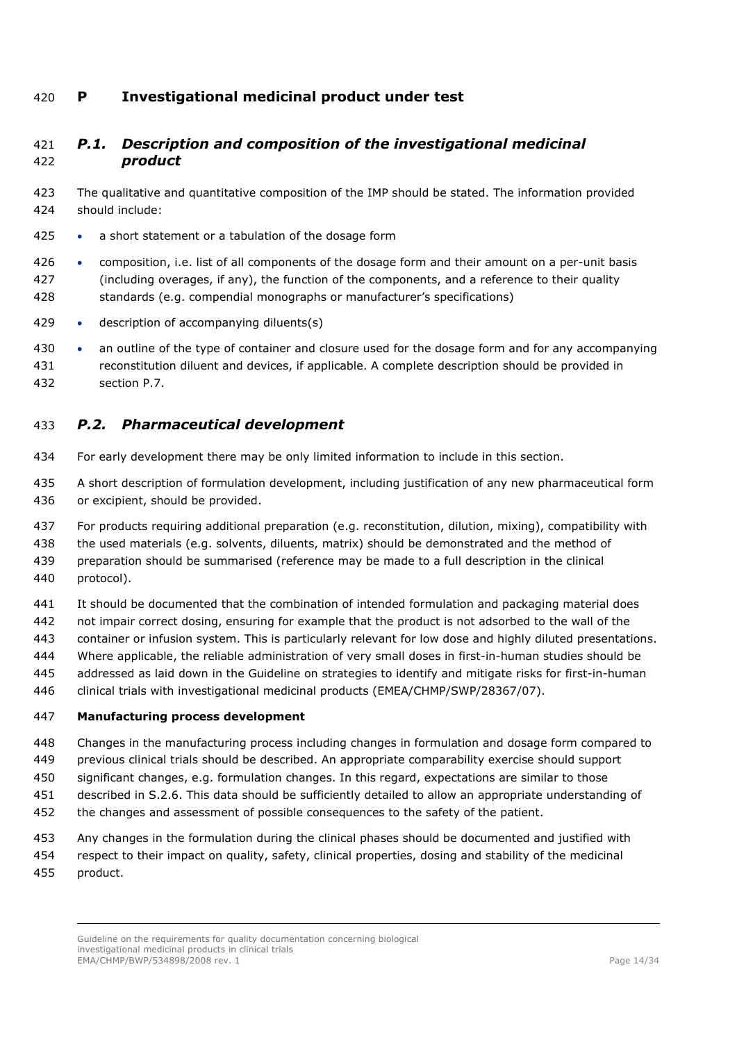# P Investigational medicinal product under test

## *P.1. Description and composition of the investigational medicinal product*

The qualitative and quantitative composition of the IMP should be stated. The information provided should include:

- a short statement or a tabulation of the dosage form
- composition, i.e. list of all components of the dosage form and their amount on a per-unit basis (including overages, if any), the function of the components, and a reference to their quality standards (e.g. compendial monographs or manufacturer's specifications)
- description of accompanying diluents(s)
- an outline of the type of container and closure used for the dosage form and for any accompanying reconstitution diluent and devices, if applicable. A complete description should be provided in section P.7.

## *P.2. Pharmaceutical development*

For early development there may be only limited information to include in this section.

A short description of formulation development, including justification of any new pharmaceutical form or excipient, should be provided.

For products requiring additional preparation (e.g. reconstitution, dilution, mixing), compatibility with the used materials (e.g. solvents, diluents, matrix) should be demonstrated and the method of preparation should be summarised (reference may be made to a full description in the clinical protocol).

It should be documented that the combination of intended formulation and packaging material does not impair correct dosing, ensuring for example that the product is not adsorbed to the wall of the container or infusion system. This is particularly relevant for low dose and highly diluted presentations. Where applicable, the reliable administration of very small doses in first-in-human studies should be addressed as laid down in the Guideline on strategies to identify and mitigate risks for first-in-human clinical trials with investigational medicinal products (EMEA/CHMP/SWP/28367/07).

**Manufacturing process development**

Changes in the manufacturing process including changes in formulation and dosage form compared to previous clinical trials should be described. An appropriate comparability exercise should support significant changes, e.g. formulation changes. In this regard, expectations are similar to those described in S.2.6. This data should be sufficiently detailed to allow an appropriate understanding of the changes and assessment of possible consequences to the safety of the patient.

Any changes in the formulation during the clinical phases should be documented and justified with respect to their impact on quality, safety, clinical properties, dosing and stability of the medicinal product.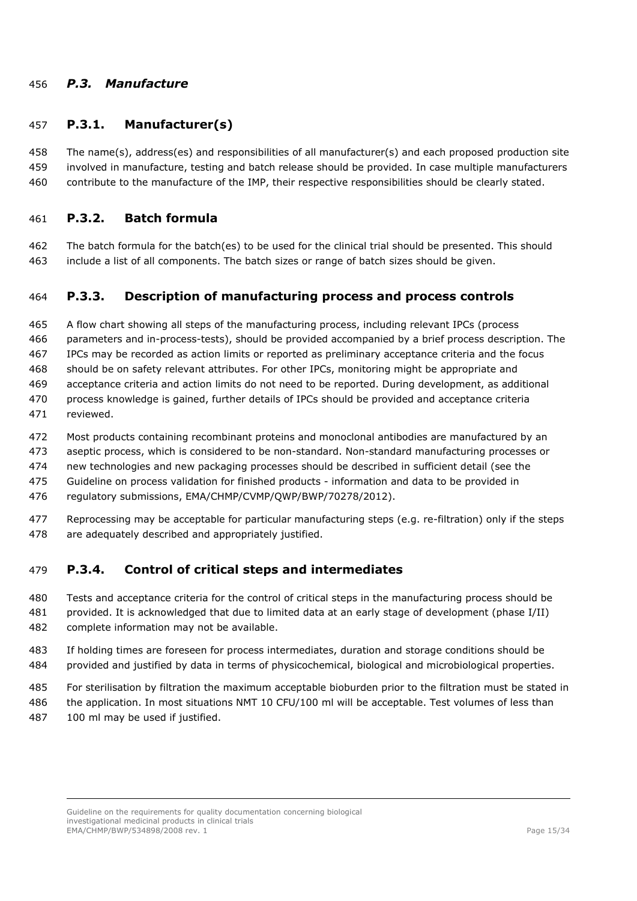## *P.3. Manufacture*

### P.3.1. Manufacturer(s)

The name(s), address(es) and responsibilities of all manufacturer(s) and each proposed production site involved in manufacture, testing and batch release should be provided. In case multiple manufacturers contribute to the manufacture of the IMP, their respective responsibilities should be clearly stated.

### P.3.2. Batch formula

The batch formula for the batch(es) to be used for the clinical trial should be presented. This should include a list of all components. The batch sizes or range of batch sizes should be given.

### P.3.3. Description of manufacturing process and process controls

A flow chart showing all steps of the manufacturing process, including relevant IPCs (process parameters and in-process-tests), should be provided accompanied by a brief process description. The IPCs may be recorded as action limits or reported as preliminary acceptance criteria and the focus should be on safety relevant attributes. For other IPCs, monitoring might be appropriate and acceptance criteria and action limits do not need to be reported. During development, as additional process knowledge is gained, further details of IPCs should be provided and acceptance criteria reviewed.

Most products containing recombinant proteins and monoclonal antibodies are manufactured by an aseptic process, which is considered to be non-standard. Non-standard manufacturing processes or new technologies and new packaging processes should be described in sufficient detail (see the Guideline on process validation for finished products - information and data to be provided in regulatory submissions, EMA/CHMP/CVMP/QWP/BWP/70278/2012).

Reprocessing may be acceptable for particular manufacturing steps (e.g. re-filtration) only if the steps are adequately described and appropriately justified.

### P.3.4. Control of critical steps and intermediates

Tests and acceptance criteria for the control of critical steps in the manufacturing process should be provided. It is acknowledged that due to limited data at an early stage of development (phase I/II) complete information may not be available.

If holding times are foreseen for process intermediates, duration and storage conditions should be provided and justified by data in terms of physicochemical, biological and microbiological properties.

For sterilisation by filtration the maximum acceptable bioburden prior to the filtration must be stated in the application. In most situations NMT 10 CFU/100 ml will be acceptable. Test volumes of less than 100 ml may be used if justified.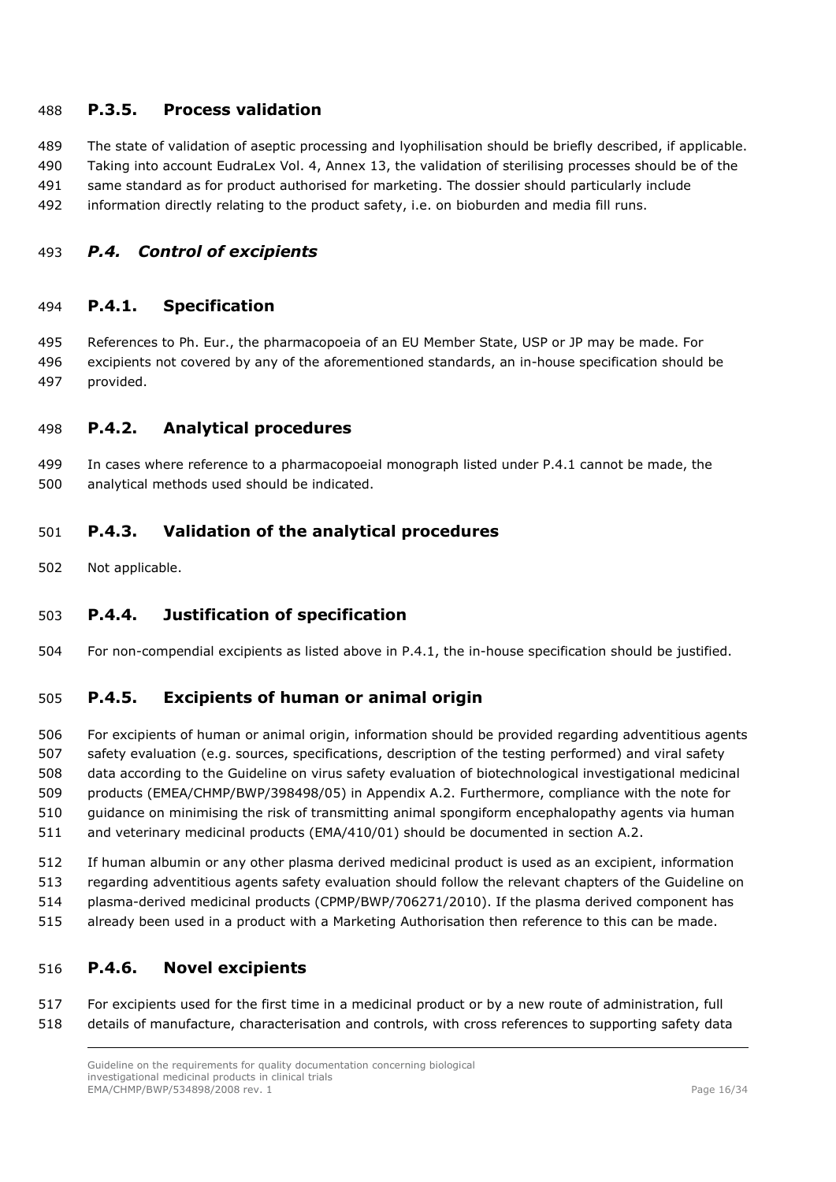### P.3.5. Process validation

The state of validation of aseptic processing and lyophilisation should be briefly described, if applicable. Taking into account EudraLex Vol. 4, Annex 13, the validation of sterilising processes should be of the same standard as for product authorised for marketing. The dossier should particularly include information directly relating to the product safety, i.e. on bioburden and media fill runs.

## *P.4. Control of excipients*

### P.4.1. Specification

References to Ph. Eur., the pharmacopoeia of an EU Member State, USP or JP may be made. For excipients not covered by any of the aforementioned standards, an in-house specification should be provided.

### P.4.2. Analytical procedures

In cases where reference to a pharmacopoeial monograph listed under P.4.1 cannot be made, the analytical methods used should be indicated.

### P.4.3. Validation of the analytical procedures

Not applicable.

### P.4.4. Justification of specification

For non-compendial excipients as listed above in P.4.1, the in-house specification should be justified.

### P.4.5. Excipients of human or animal origin

For excipients of human or animal origin, information should be provided regarding adventitious agents safety evaluation (e.g. sources, specifications, description of the testing performed) and viral safety data according to the Guideline on virus safety evaluation of biotechnological investigational medicinal products (EMEA/CHMP/BWP/398498/05) in Appendix A.2. Furthermore, compliance with the note for guidance on minimising the risk of transmitting animal spongiform encephalopathy agents via human and veterinary medicinal products (EMA/410/01) should be documented in section A.2.

If human albumin or any other plasma derived medicinal product is used as an excipient, information regarding adventitious agents safety evaluation should follow the relevant chapters of the Guideline on plasma-derived medicinal products (CPMP/BWP/706271/2010). If the plasma derived component has already been used in a product with a Marketing Authorisation then reference to this can be made.

### P.4.6. Novel excipients

For excipients used for the first time in a medicinal product or by a new route of administration, full details of manufacture, characterisation and controls, with cross references to supporting safety data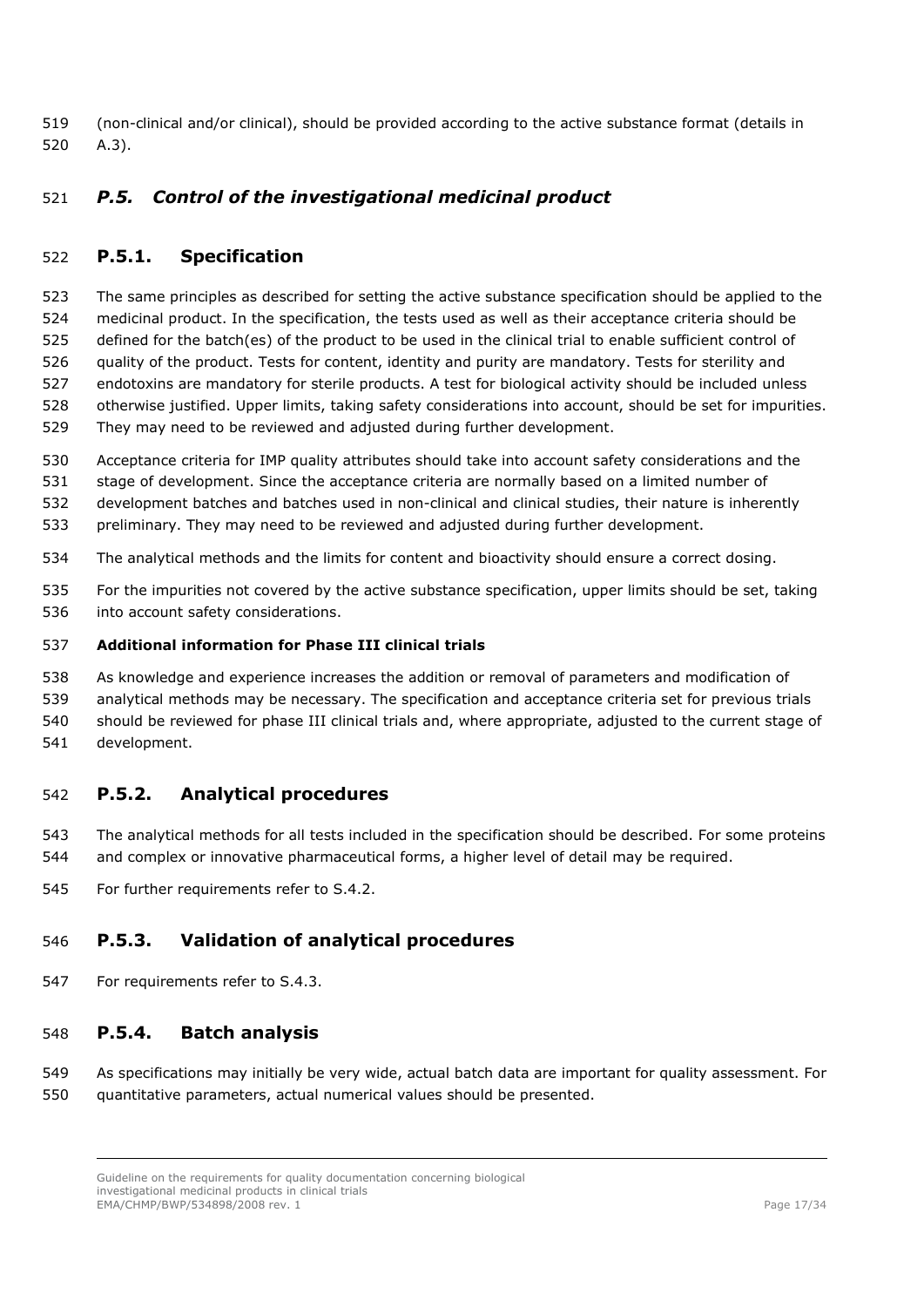(non-clinical and/or clinical), should be provided according to the active substance format (details in A.3).

## *P.5. Control of the investigational medicinal product*

### P.5.1. Specification

The same principles as described for setting the active substance specification should be applied to the medicinal product. In the specification, the tests used as well as their acceptance criteria should be defined for the batch(es) of the product to be used in the clinical trial to enable sufficient control of quality of the product. Tests for content, identity and purity are mandatory. Tests for sterility and endotoxins are mandatory for sterile products. A test for biological activity should be included unless otherwise justified. Upper limits, taking safety considerations into account, should be set for impurities. They may need to be reviewed and adjusted during further development.

Acceptance criteria for IMP quality attributes should take into account safety considerations and the stage of development. Since the acceptance criteria are normally based on a limited number of development batches and batches used in non-clinical and clinical studies, their nature is inherently preliminary. They may need to be reviewed and adjusted during further development.

The analytical methods and the limits for content and bioactivity should ensure a correct dosing.

For the impurities not covered by the active substance specification, upper limits should be set, taking into account safety considerations.

**Additional information for Phase III clinical trials**

As knowledge and experience increases the addition or removal of parameters and modification of analytical methods may be necessary. The specification and acceptance criteria set for previous trials should be reviewed for phase III clinical trials and, where appropriate, adjusted to the current stage of development.

### P.5.2. Analytical procedures

The analytical methods for all tests included in the specification should be described. For some proteins and complex or innovative pharmaceutical forms, a higher level of detail may be required.

For further requirements refer to S.4.2.

### P.5.3. Validation of analytical procedures

For requirements refer to S.4.3.

### P.5.4. Batch analysis

As specifications may initially be very wide, actual batch data are important for quality assessment. For quantitative parameters, actual numerical values should be presented.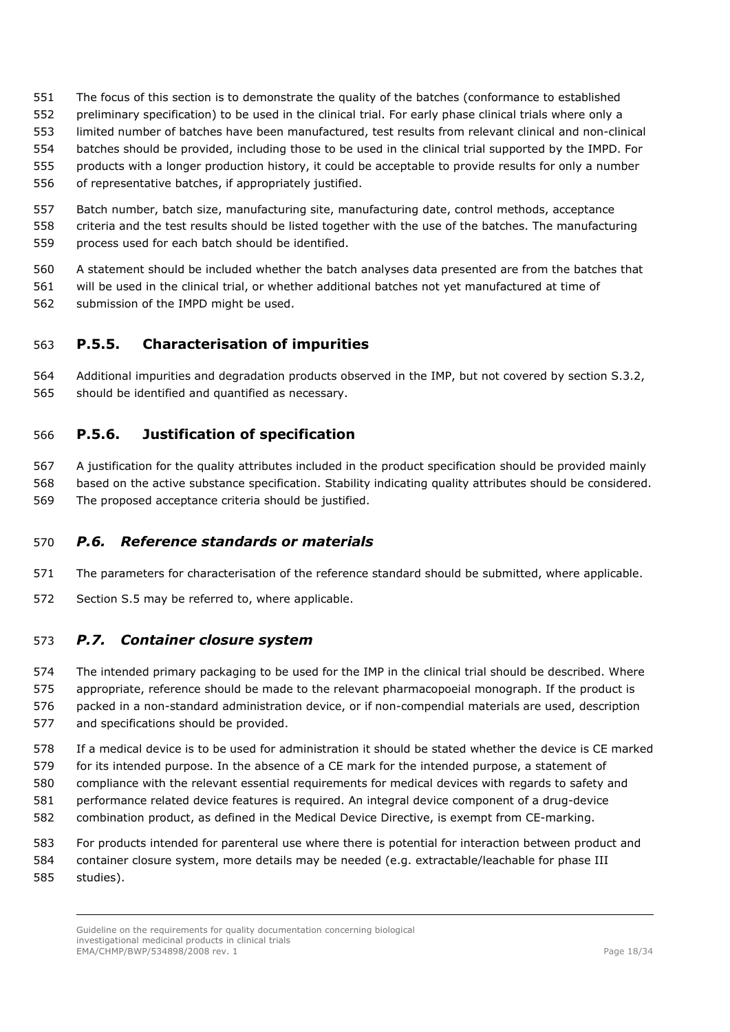The focus of this section is to demonstrate the quality of the batches (conformance to established preliminary specification) to be used in the clinical trial. For early phase clinical trials where only a limited number of batches have been manufactured, test results from relevant clinical and non-clinical batches should be provided, including those to be used in the clinical trial supported by the IMPD. For products with a longer production history, it could be acceptable to provide results for only a number of representative batches, if appropriately justified.

Batch number, batch size, manufacturing site, manufacturing date, control methods, acceptance criteria and the test results should be listed together with the use of the batches. The manufacturing process used for each batch should be identified.

A statement should be included whether the batch analyses data presented are from the batches that will be used in the clinical trial, or whether additional batches not yet manufactured at time of submission of the IMPD might be used.

### P.5.5. Characterisation of impurities

Additional impurities and degradation products observed in the IMP, but not covered by section S.3.2, should be identified and quantified as necessary.

### P.5.6. Justification of specification

A justification for the quality attributes included in the product specification should be provided mainly based on the active substance specification. Stability indicating quality attributes should be considered. The proposed acceptance criteria should be justified.

## *P.6. Reference standards or materials*

The parameters for characterisation of the reference standard should be submitted, where applicable.

Section S.5 may be referred to, where applicable.

## *P.7. Container closure system*

The intended primary packaging to be used for the IMP in the clinical trial should be described. Where appropriate, reference should be made to the relevant pharmacopoeial monograph. If the product is packed in a non-standard administration device, or if non-compendial materials are used, description and specifications should be provided.

If a medical device is to be used for administration it should be stated whether the device is CE marked for its intended purpose. In the absence of a CE mark for the intended purpose, a statement of compliance with the relevant essential requirements for medical devices with regards to safety and performance related device features is required. An integral device component of a drug-device combination product, as defined in the Medical Device Directive, is exempt from CE-marking.

For products intended for parenteral use where there is potential for interaction between product and container closure system, more details may be needed (e.g. extractable/leachable for phase III studies).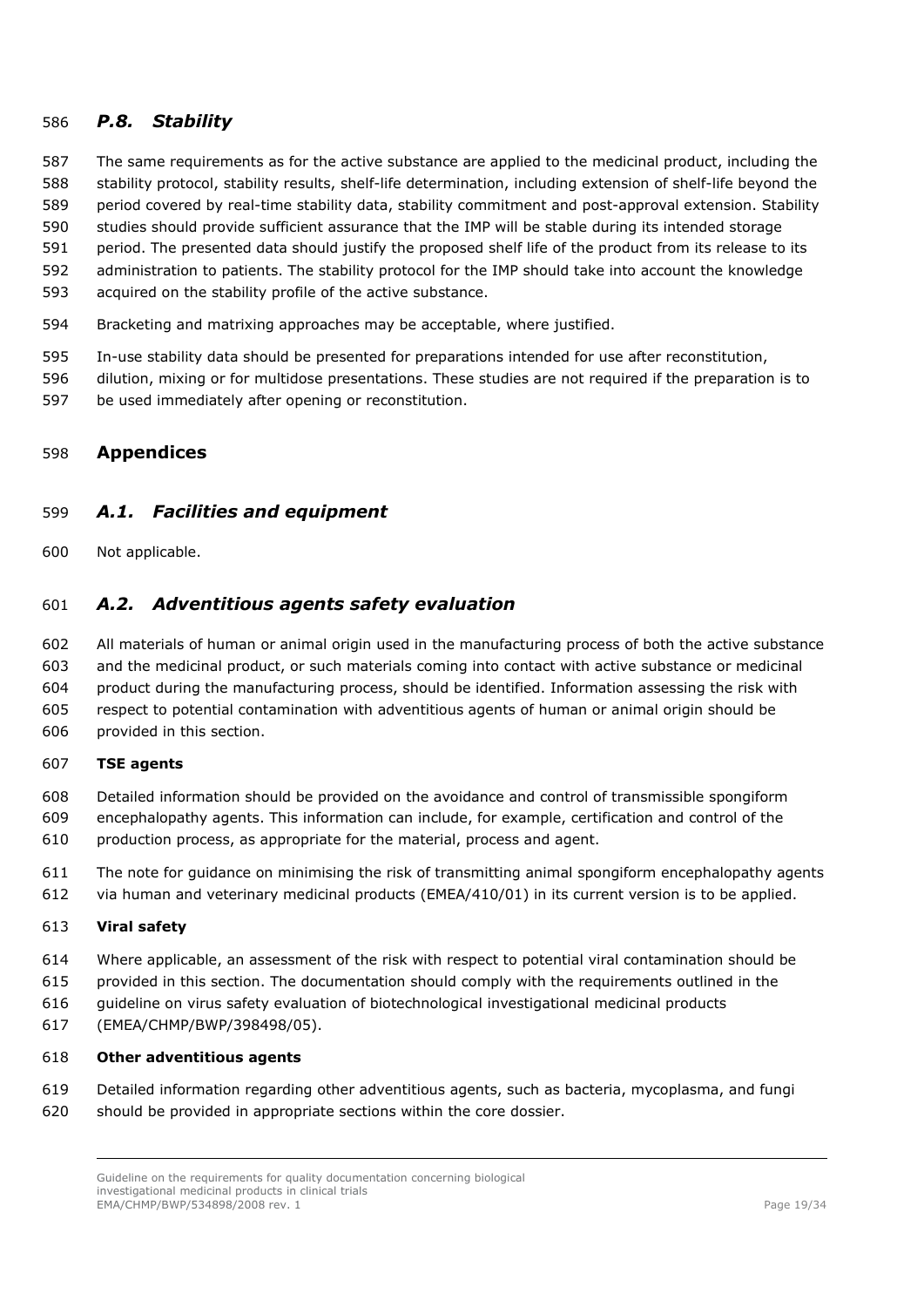### *P.8. Stability*

The same requirements as for the active substance are applied to the medicinal product, including the stability protocol, stability results, shelf-life determination, including extension of shelf-life beyond the period covered by real-time stability data, stability commitment and post-approval extension. Stability studies should provide sufficient assurance that the IMP will be stable during its intended storage period. The presented data should justify the proposed shelf life of the product from its release to its administration to patients. The stability protocol for the IMP should take into account the knowledge acquired on the stability profile of the active substance.

Bracketing and matrixing approaches may be acceptable, where justified.

In-use stability data should be presented for preparations intended for use after reconstitution, dilution, mixing or for multidose presentations. These studies are not required if the preparation is to be used immediately after opening or reconstitution.

## Appendices

### *A.1. Facilities and equipment*

Not applicable.

### *A.2. Adventitious agents safety evaluation*

All materials of human or animal origin used in the manufacturing process of both the active substance and the medicinal product, or such materials coming into contact with active substance or medicinal product during the manufacturing process, should be identified. Information assessing the risk with respect to potential contamination with adventitious agents of human or animal origin should be provided in this section.

**TSE agents**

Detailed information should be provided on the avoidance and control of transmissible spongiform encephalopathy agents. This information can include, for example, certification and control of the production process, as appropriate for the material, process and agent.

The note for guidance on minimising the risk of transmitting animal spongiform encephalopathy agents via human and veterinary medicinal products (EMEA/410/01) in its current version is to be applied.

**Viral safety**

Where applicable, an assessment of the risk with respect to potential viral contamination should be provided in this section. The documentation should comply with the requirements outlined in the guideline on virus safety evaluation of biotechnological investigational medicinal products (EMEA/CHMP/BWP/398498/05).

**Other adventitious agents**

Detailed information regarding other adventitious agents, such as bacteria, mycoplasma, and fungi should be provided in appropriate sections within the core dossier.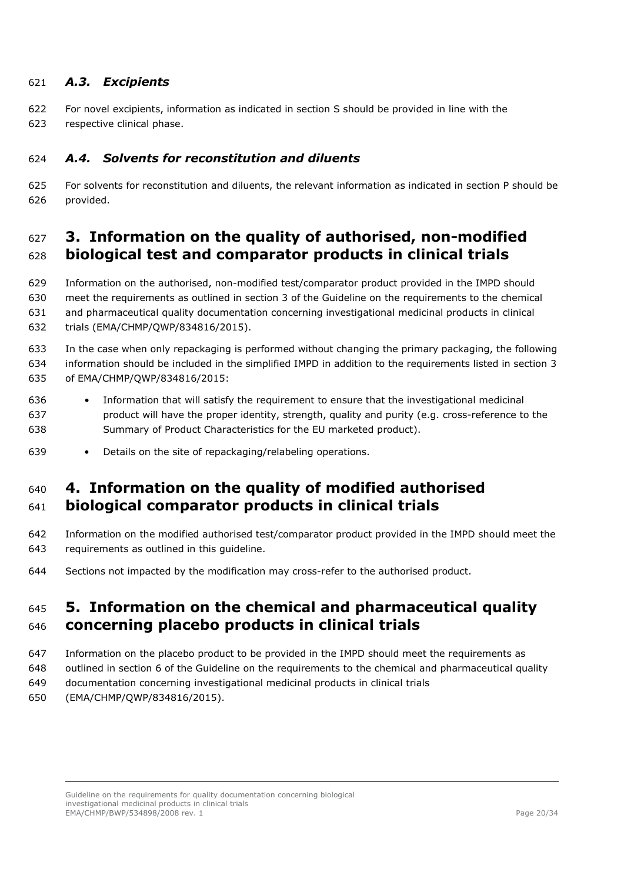### *A.3. Excipients*

For novel excipients, information as indicated in section S should be provided in line with the respective clinical phase.

### *A.4. Solvents for reconstitution and diluents*

For solvents for reconstitution and diluents, the relevant information as indicated in section P should be provided.

# 3. Information on the quality of authorised, non-modified biological test and comparator products in clinical trials

Information on the authorised, non-modified test/comparator product provided in the IMPD should meet the requirements as outlined in section 3 of the Guideline on the requirements to the chemical and pharmaceutical quality documentation concerning investigational medicinal products in clinical trials (EMA/CHMP/QWP/834816/2015).

In the case when only repackaging is performed without changing the primary packaging, the following information should be included in the simplified IMPD in addition to the requirements listed in section 3 of EMA/CHMP/QWP/834816/2015:

- Information that will satisfy the requirement to ensure that the investigational medicinal product will have the proper identity, strength, quality and purity (e.g. cross-reference to the Summary of Product Characteristics for the EU marketed product).
- Details on the site of repackaging/relabeling operations.

# 4. Information on the quality of modified authorised biological comparator products in clinical trials

Information on the modified authorised test/comparator product provided in the IMPD should meet the requirements as outlined in this guideline.

Sections not impacted by the modification may cross-refer to the authorised product.

# 5. Information on the chemical and pharmaceutical quality concerning placebo products in clinical trials

Information on the placebo product to be provided in the IMPD should meet the requirements as outlined in section 6 of the Guideline on the requirements to the chemical and pharmaceutical quality documentation concerning investigational medicinal products in clinical trials (EMA/CHMP/QWP/834816/2015).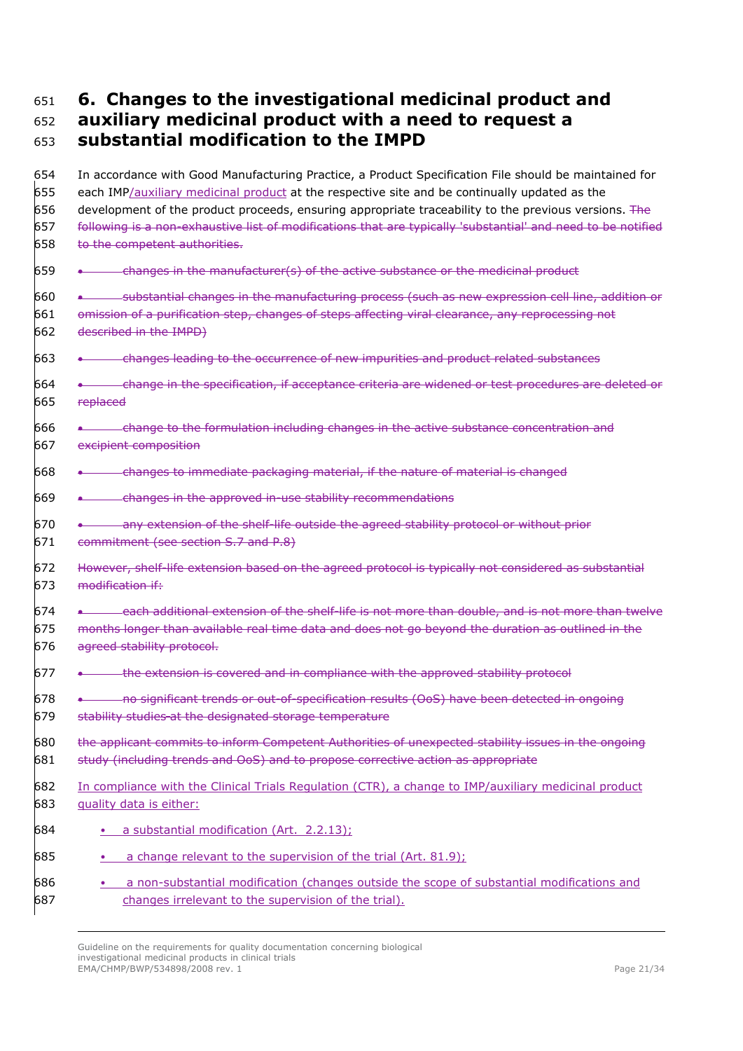# 6. Changes to the investigational medicinal product and auxiliary medicinal product with a need to request a substantial modification to the IMPD

In accordance with Good Manufacturing Practice, a Product Specification File should be maintained for each IMP/auxiliary medicinal product at the respective site and be continually updated as the development of the product proceeds, ensuring appropriate traceability to the previous versions. ~~The following is a non-exhaustive list of modifications that are typically 'substantial' and need to be notified to the competent authorities.~~

- ~~changes in the manufacturer(s) of the active substance or the medicinal product~~
- ~~substantial changes in the manufacturing process (such as new expression cell line, addition or omission of a purification step, changes of steps affecting viral clearance, any reprocessing not described in the IMPD)~~
- ~~changes leading to the occurrence of new impurities and product related substances~~
- ~~change in the specification, if acceptance criteria are widened or test procedures are deleted or replaced~~
- ~~change to the formulation including changes in the active substance concentration and excipient composition~~
- ~~changes to immediate packaging material, if the nature of material is changed~~
- ~~changes in the approved in-use stability recommendations~~
- ~~any extension of the shelf-life outside the agreed stability protocol or without prior commitment (see section S.7 and P.8)~~

~~However, shelf-life extension based on the agreed protocol is typically not considered as substantial modification if:~~

- ~~each additional extension of the shelf-life is not more than double, and is not more than twelve months longer than available real time data and does not go beyond the duration as outlined in the agreed stability protocol.~~
- ~~the extension is covered and in compliance with the approved stability protocol~~
- ~~no significant trends or out-of-specification results (OoS) have been detected in ongoing stability studies at the designated storage temperature~~

~~the applicant commits to inform Competent Authorities of unexpected stability issues in the ongoing study (including trends and OoS) and to propose corrective action as appropriate~~

In compliance with the Clinical Trials Regulation (CTR), a change to IMP/auxiliary medicinal product quality data is either:

- a substantial modification (Art. 2.2.13);
- a change relevant to the supervision of the trial (Art. 81.9);
- a non-substantial modification (changes outside the scope of substantial modifications and changes irrelevant to the supervision of the trial).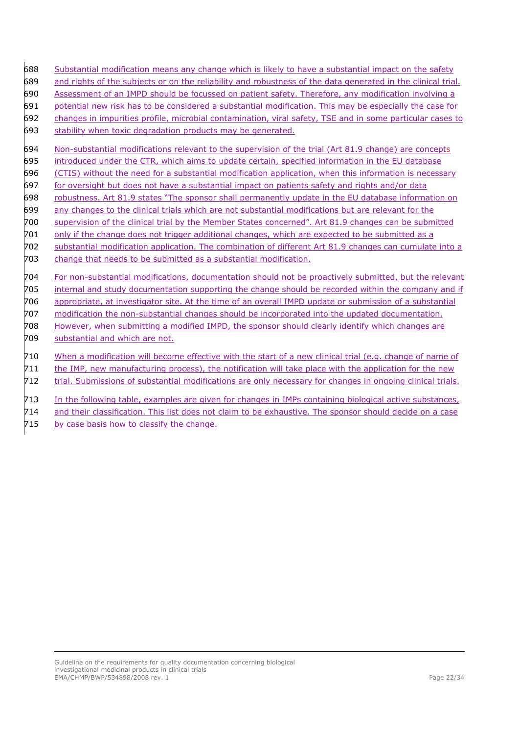Substantial modification means any change which is likely to have a substantial impact on the safety and rights of the subjects or on the reliability and robustness of the data generated in the clinical trial. Assessment of an IMPD should be focussed on patient safety. Therefore, any modification involving a potential new risk has to be considered a substantial modification. This may be especially the case for changes in impurities profile, microbial contamination, viral safety, TSE and in some particular cases to stability when toxic degradation products may be generated.

Non-substantial modifications relevant to the supervision of the trial (Art 81.9 change) are concepts introduced under the CTR, which aims to update certain, specified information in the EU database (CTIS) without the need for a substantial modification application, when this information is necessary for oversight but does not have a substantial impact on patients safety and rights and/or data robustness. Art 81.9 states "The sponsor shall permanently update in the EU database information on any changes to the clinical trials which are not substantial modifications but are relevant for the supervision of the clinical trial by the Member States concerned". Art 81.9 changes can be submitted only if the change does not trigger additional changes, which are expected to be submitted as a substantial modification application. The combination of different Art 81.9 changes can cumulate into a change that needs to be submitted as a substantial modification.

For non-substantial modifications, documentation should not be proactively submitted, but the relevant internal and study documentation supporting the change should be recorded within the company and if appropriate, at investigator site. At the time of an overall IMPD update or submission of a substantial modification the non-substantial changes should be incorporated into the updated documentation. However, when submitting a modified IMPD, the sponsor should clearly identify which changes are substantial and which are not.

When a modification will become effective with the start of a new clinical trial (e.g. change of name of the IMP, new manufacturing process), the notification will take place with the application for the new trial. Submissions of substantial modifications are only necessary for changes in ongoing clinical trials.

In the following table, examples are given for changes in IMPs containing biological active substances, and their classification. This list does not claim to be exhaustive. The sponsor should decide on a case by case basis how to classify the change.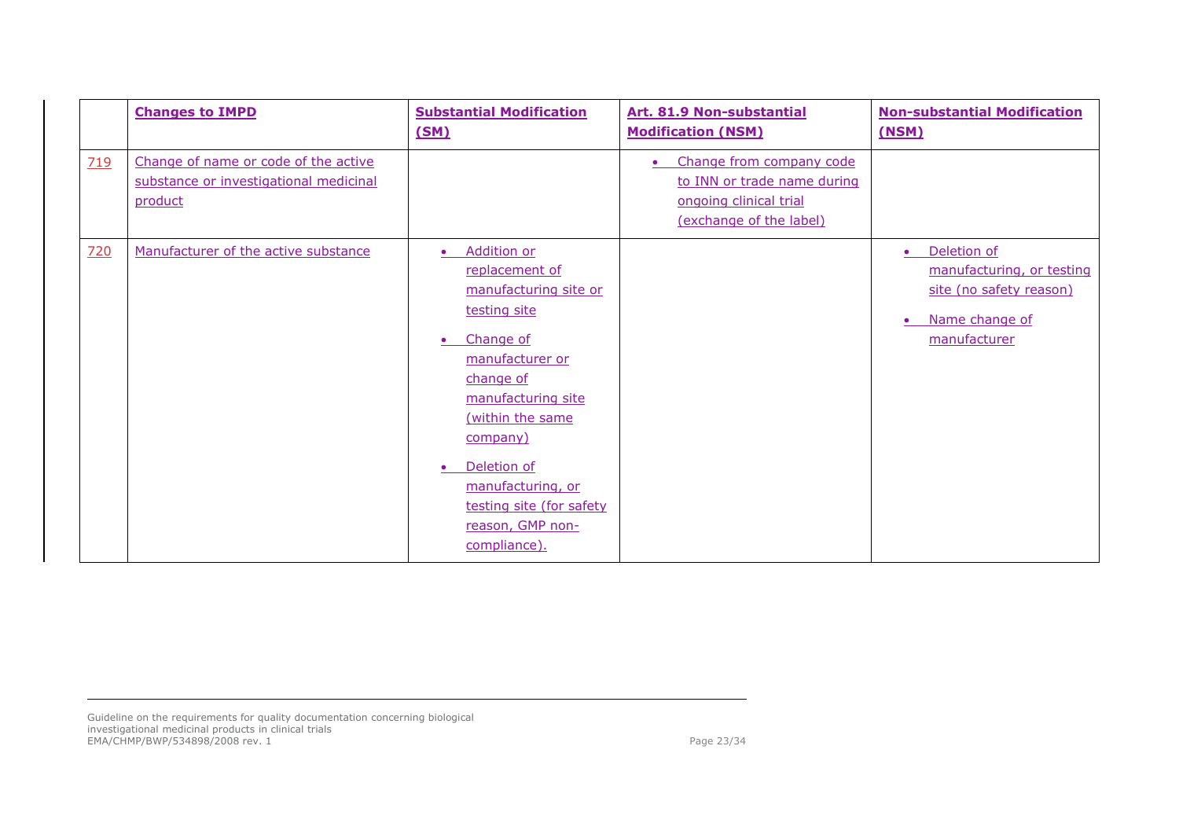| | Changes to IMPD | Substantial Modification (SM) | Art. 81.9 Non-substantial Modification (NSM) | Non-substantial Modification (NSM) |
|---|---|---|---|---|
| 719 | Change of name or code of the active substance or investigational medicinal product | | • Change from company code to INN or trade name during ongoing clinical trial (exchange of the label) | |
| 720 | Manufacturer of the active substance | • Addition or replacement of manufacturing site or testing site<br>• Change of manufacturer or change of manufacturing site (within the same company)<br>• Deletion of manufacturing, or testing site (for safety reason, GMP non-compliance). | | • Deletion of manufacturing, or testing site (no safety reason)<br>• Name change of manufacturer |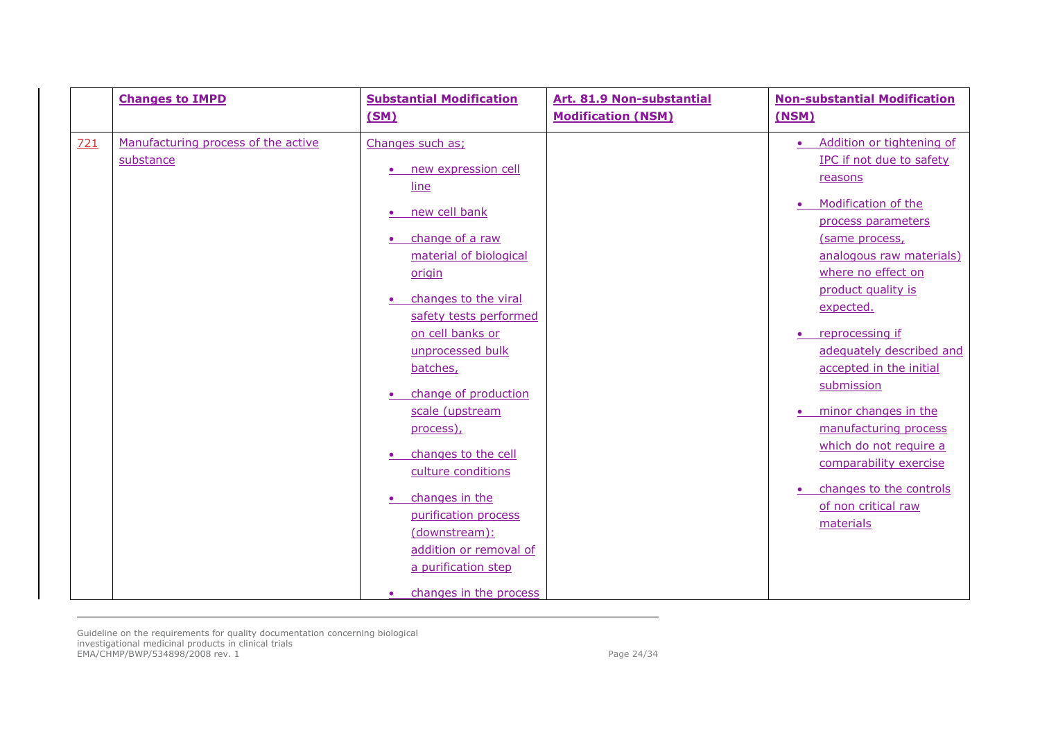|  | **Changes to IMPD** | **Substantial Modification (SM)** | **Art. 81.9 Non-substantial Modification (NSM)** | **Non-substantial Modification (NSM)** |
|---|---|---|---|---|
| 721 | Manufacturing process of the active substance | Changes such as;<br>• new expression cell line<br>• new cell bank<br>• change of a raw material of biological origin<br>• changes to the viral safety tests performed on cell banks or unprocessed bulk batches,<br>• change of production scale (upstream process),<br>• changes to the cell culture conditions<br>• changes in the purification process (downstream): addition or removal of a purification step<br>• changes in the process |  | • Addition or tightening of IPC if not due to safety reasons<br>• Modification of the process parameters (same process, analogous raw materials) where no effect on product quality is expected.<br>• reprocessing if adequately described and accepted in the initial submission<br>• minor changes in the manufacturing process which do not require a comparability exercise<br>• changes to the controls of non critical raw materials |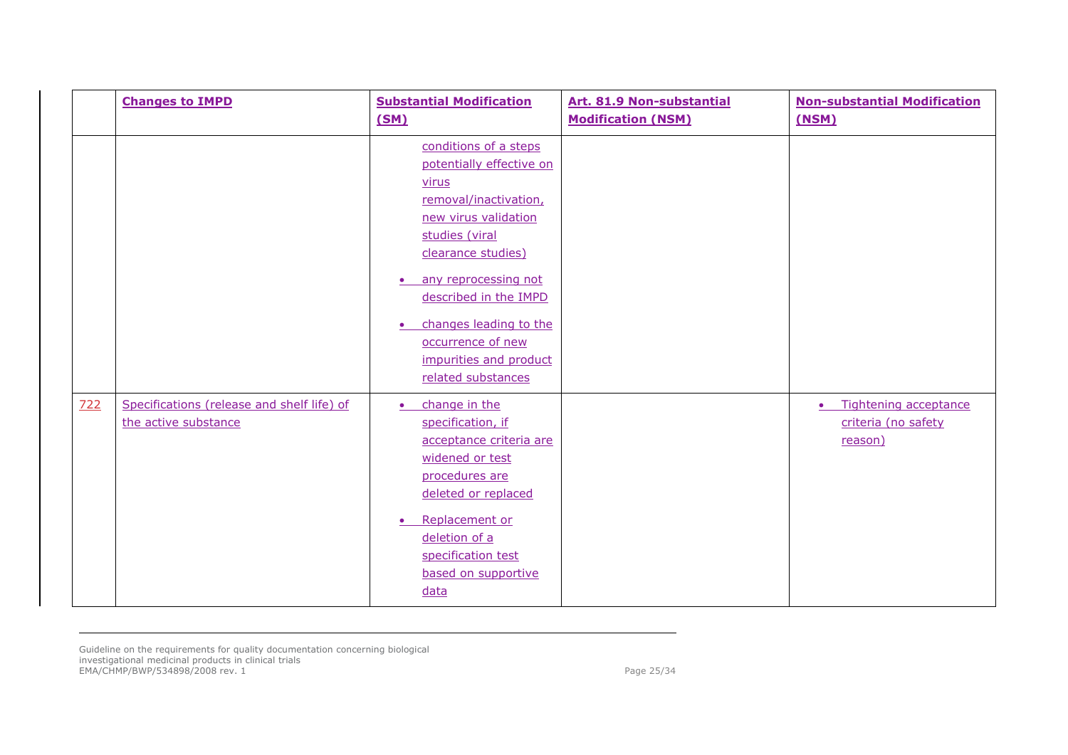| | Changes to IMPD | Substantial Modification (SM) | Art. 81.9 Non-substantial Modification (NSM) | Non-substantial Modification (NSM) |
|---|---|---|---|---|
| | | conditions of a steps potentially effective on virus removal/inactivation, new virus validation studies (viral clearance studies)<br>• any reprocessing not described in the IMPD<br>• changes leading to the occurrence of new impurities and product related substances | | |
| 722 | Specifications (release and shelf life) of the active substance | • change in the specification, if acceptance criteria are widened or test procedures are deleted or replaced<br>• Replacement or deletion of a specification test based on supportive data | | • Tightening acceptance criteria (no safety reason) |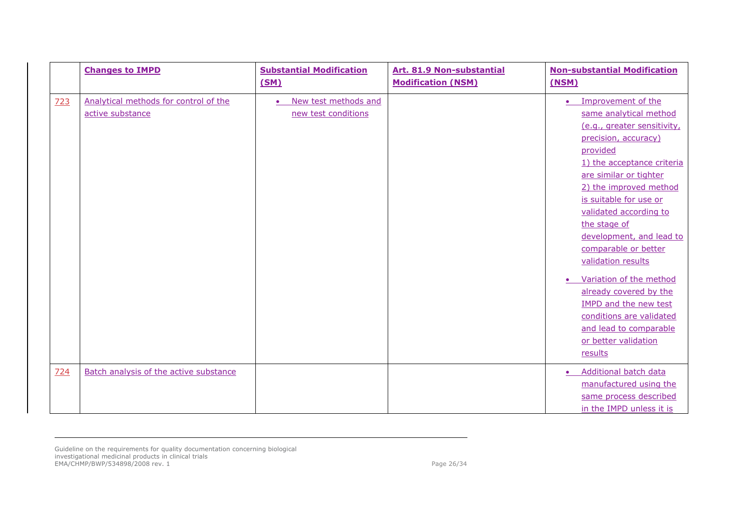|  | Changes to IMPD | Substantial Modification (SM) | Art. 81.9 Non-substantial Modification (NSM) | Non-substantial Modification (NSM) |
|---|---|---|---|---|
| 723 | Analytical methods for control of the active substance | • New test methods and new test conditions |  | • Improvement of the same analytical method (e.g., greater sensitivity, precision, accuracy) provided 1) the acceptance criteria are similar or tighter 2) the improved method is suitable for use or validated according to the stage of development, and lead to comparable or better validation results<br>• Variation of the method already covered by the IMPD and the new test conditions are validated and lead to comparable or better validation results |
| 724 | Batch analysis of the active substance |  |  | • Additional batch data manufactured using the same process described in the IMPD unless it is |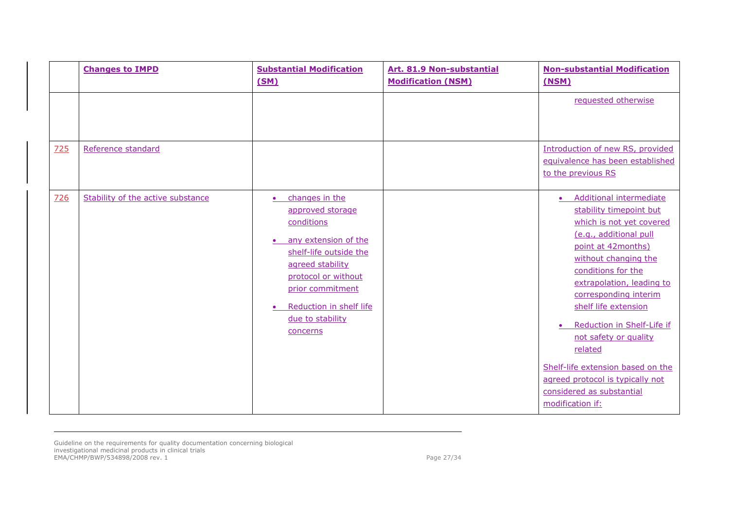| | Changes to IMPD | Substantial Modification (SM) | Art. 81.9 Non-substantial Modification (NSM) | Non-substantial Modification (NSM) |
|---|---|---|---|---|
| | | | | requested otherwise |
| 725 | Reference standard | | | Introduction of new RS, provided equivalence has been established to the previous RS |
| 726 | Stability of the active substance | • changes in the approved storage conditions<br>• any extension of the shelf-life outside the agreed stability protocol or without prior commitment<br>• Reduction in shelf life due to stability concerns | | • Additional intermediate stability timepoint but which is not yet covered (e.g., additional pull point at 42months) without changing the conditions for the extrapolation, leading to corresponding interim shelf life extension<br>• Reduction in Shelf-Life if not safety or quality related<br><br>Shelf-life extension based on the agreed protocol is typically not considered as substantial modification if: |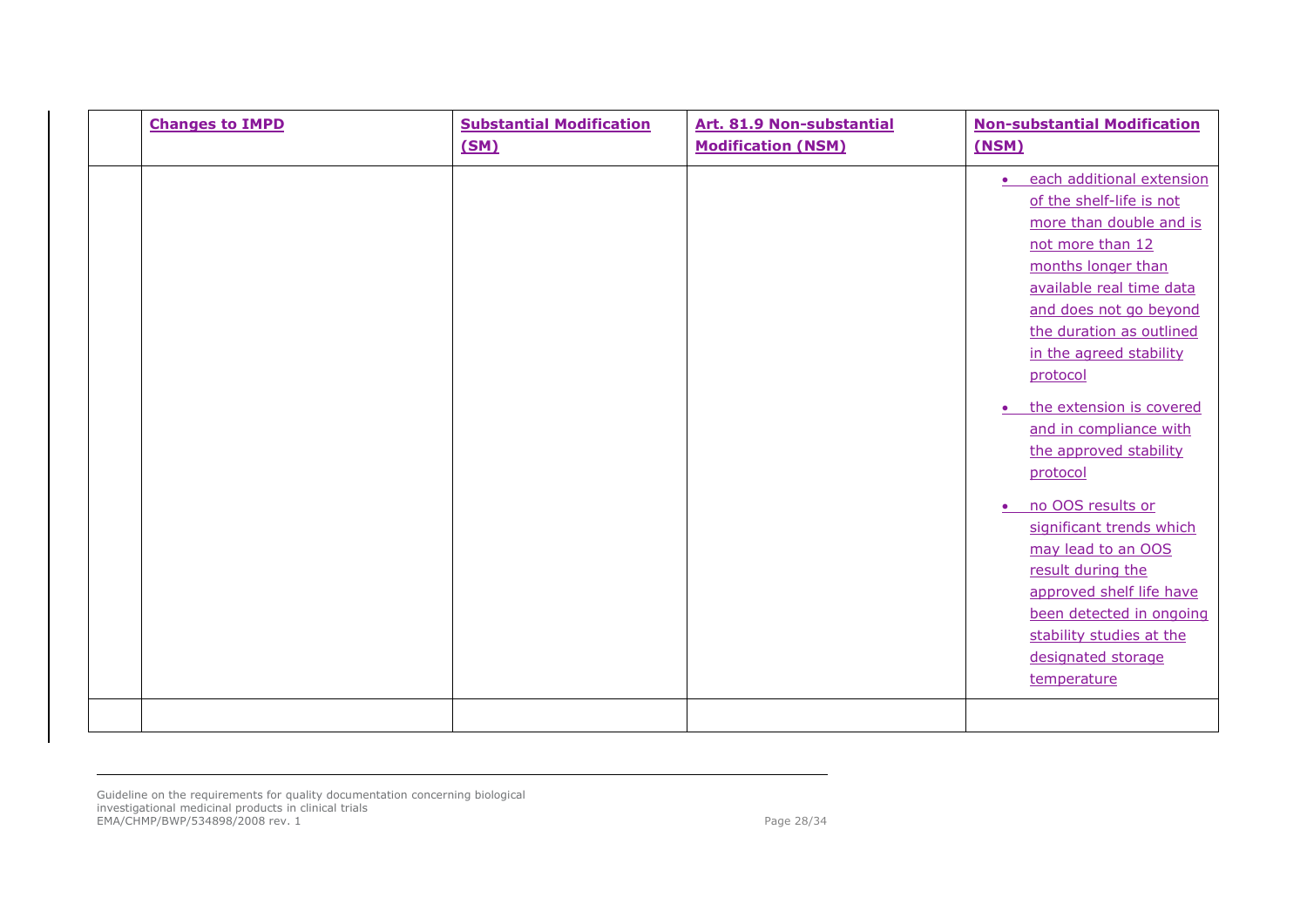| | Changes to IMPD | Substantial Modification (SM) | Art. 81.9 Non-substantial Modification (NSM) | Non-substantial Modification (NSM) |
|---|---|---|---|---|
| | | | | • each additional extension of the shelf-life is not more than double and is not more than 12 months longer than available real time data and does not go beyond the duration as outlined in the agreed stability protocol<br>• the extension is covered and in compliance with the approved stability protocol<br>• no OOS results or significant trends which may lead to an OOS result during the approved shelf life have been detected in ongoing stability studies at the designated storage temperature |
| | | | | |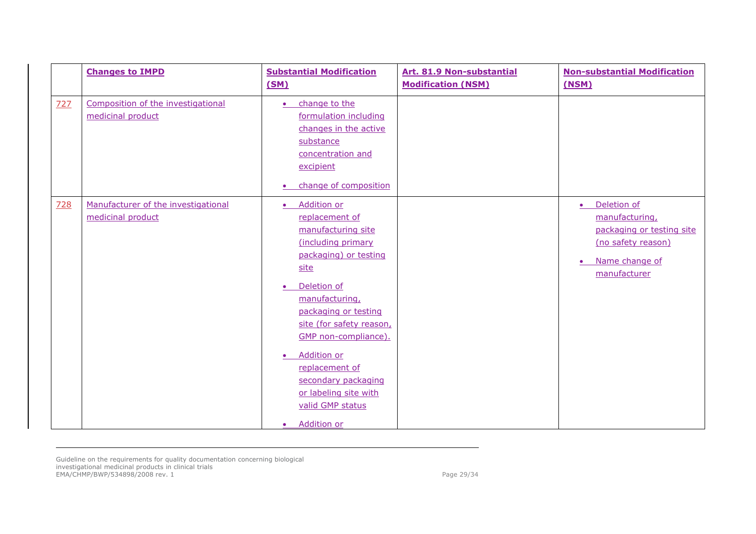|  | **Changes to IMPD** | **Substantial Modification (SM)** | **Art. 81.9 Non-substantial Modification (NSM)** | **Non-substantial Modification (NSM)** |
|---|---|---|---|---|
| 727 | Composition of the investigational medicinal product | • change to the formulation including changes in the active substance concentration and excipient<br>• change of composition | | |
| 728 | Manufacturer of the investigational medicinal product | • Addition or replacement of manufacturing site (including primary packaging) or testing site<br>• Deletion of manufacturing, packaging or testing site (for safety reason, GMP non-compliance).<br>• Addition or replacement of secondary packaging or labeling site with valid GMP status<br>• Addition or | | • Deletion of manufacturing, packaging or testing site (no safety reason)<br>• Name change of manufacturer |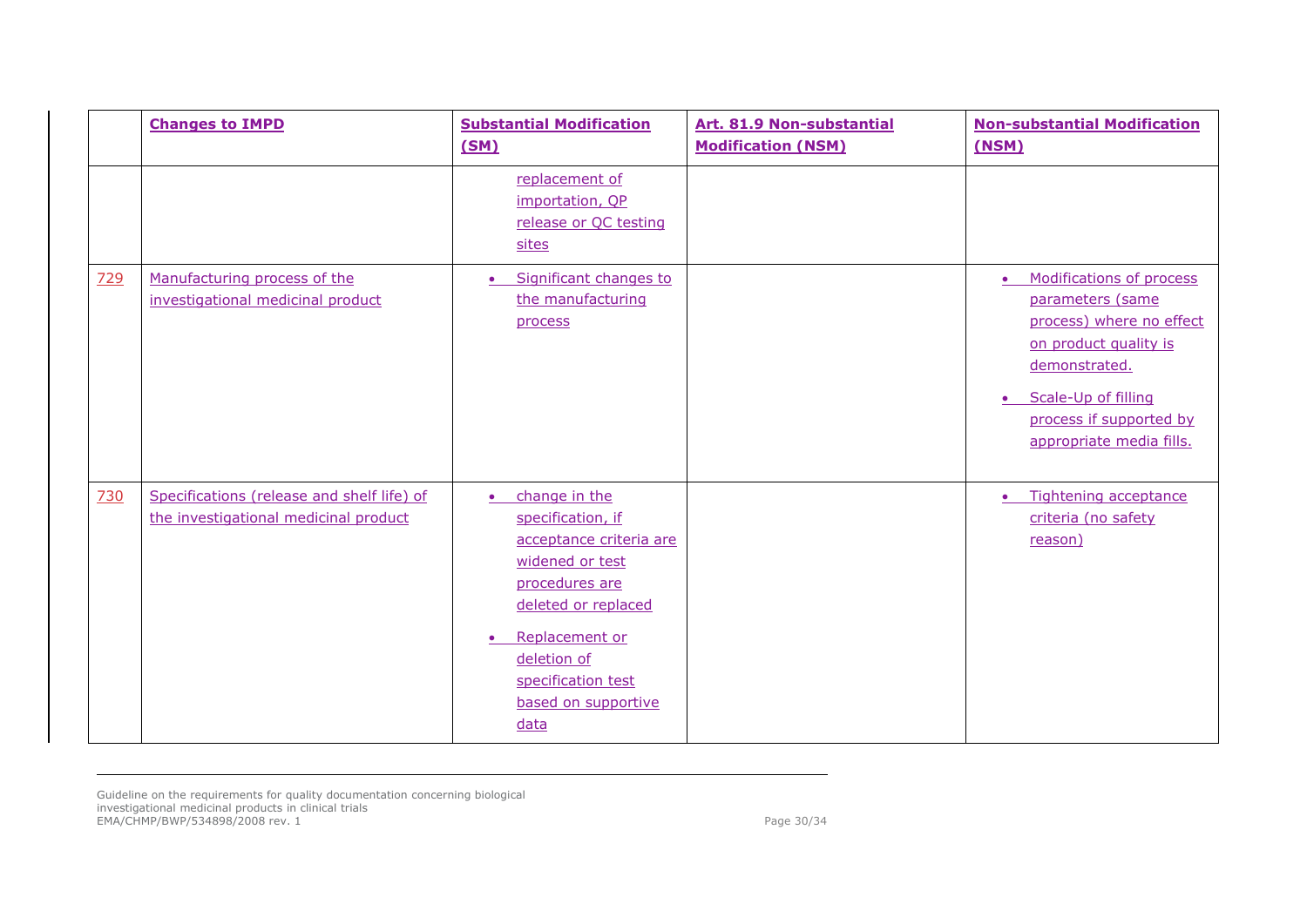| | Changes to IMPD | Substantial Modification (SM) | Art. 81.9 Non-substantial Modification (NSM) | Non-substantial Modification (NSM) |
|---|---|---|---|---|
| | | replacement of importation, QP release or QC testing sites | | |
| 729 | Manufacturing process of the investigational medicinal product | • Significant changes to the manufacturing process | | • Modifications of process parameters (same process) where no effect on product quality is demonstrated.<br>• Scale-Up of filling process if supported by appropriate media fills. |
| 730 | Specifications (release and shelf life) of the investigational medicinal product | • change in the specification, if acceptance criteria are widened or test procedures are deleted or replaced<br>• Replacement or deletion of specification test based on supportive data | | • Tightening acceptance criteria (no safety reason) |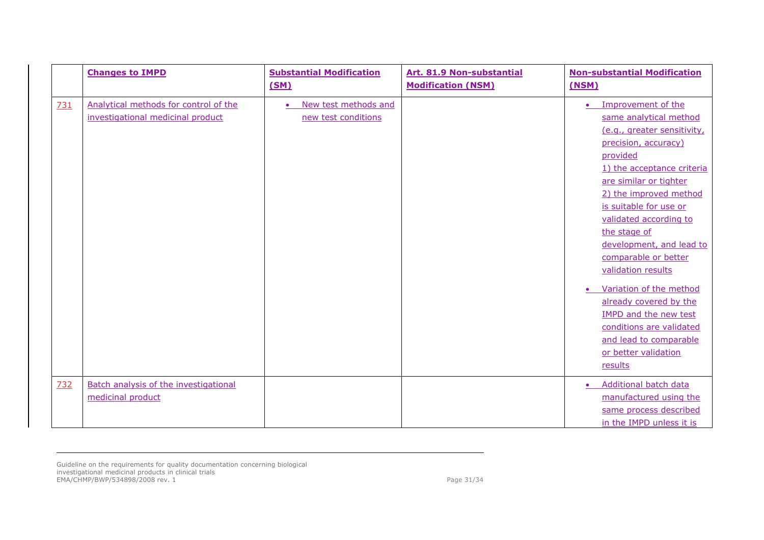|  | **Changes to IMPD** | **Substantial Modification (SM)** | **Art. 81.9 Non-substantial Modification (NSM)** | **Non-substantial Modification (NSM)** |
|---|---|---|---|---|
| 731 | Analytical methods for control of the investigational medicinal product | • New test methods and new test conditions |  | • Improvement of the same analytical method (e.g., greater sensitivity, precision, accuracy) provided 1) the acceptance criteria are similar or tighter 2) the improved method is suitable for use or validated according to the stage of development, and lead to comparable or better validation results<br>• Variation of the method already covered by the IMPD and the new test conditions are validated and lead to comparable or better validation results |
| 732 | Batch analysis of the investigational medicinal product |  |  | • Additional batch data manufactured using the same process described in the IMPD unless it is |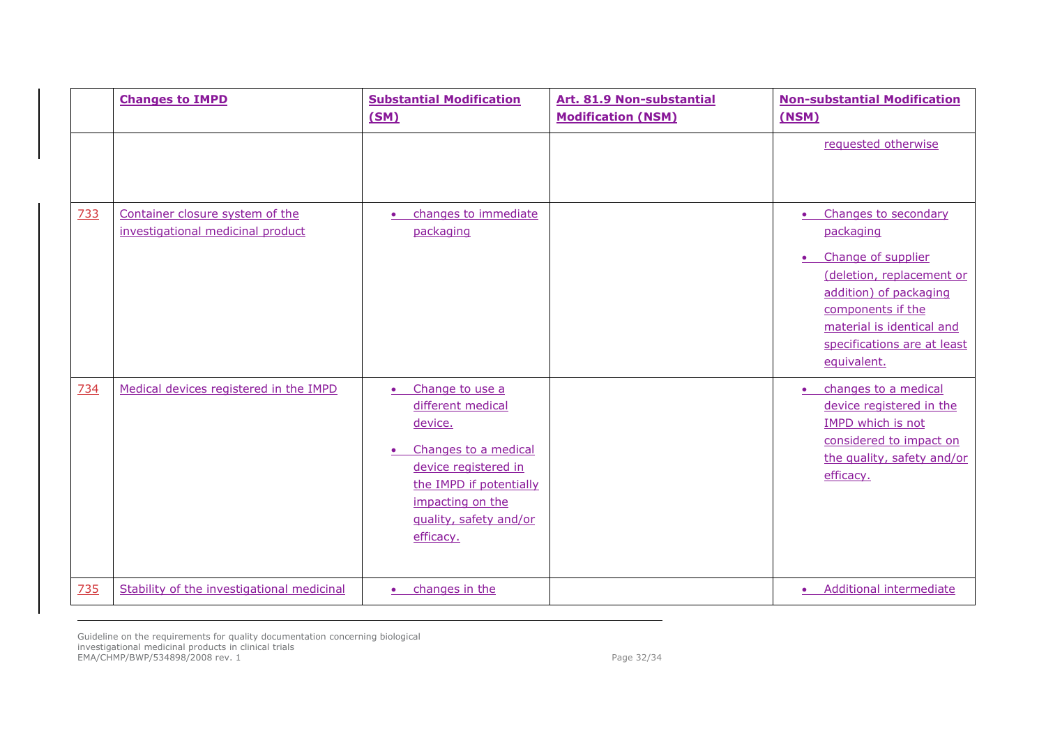| | Changes to IMPD | Substantial Modification (SM) | Art. 81.9 Non-substantial Modification (NSM) | Non-substantial Modification (NSM) |
|---|---|---|---|---|
| | | | | requested otherwise |
| 733 | Container closure system of the investigational medicinal product | • changes to immediate packaging | | • Changes to secondary packaging<br>• Change of supplier (deletion, replacement or addition) of packaging components if the material is identical and specifications are at least equivalent. |
| 734 | Medical devices registered in the IMPD | • Change to use a different medical device.<br>• Changes to a medical device registered in the IMPD if potentially impacting on the quality, safety and/or efficacy. | | • changes to a medical device registered in the IMPD which is not considered to impact on the quality, safety and/or efficacy. |
| 735 | Stability of the investigational medicinal | • changes in the | | • Additional intermediate |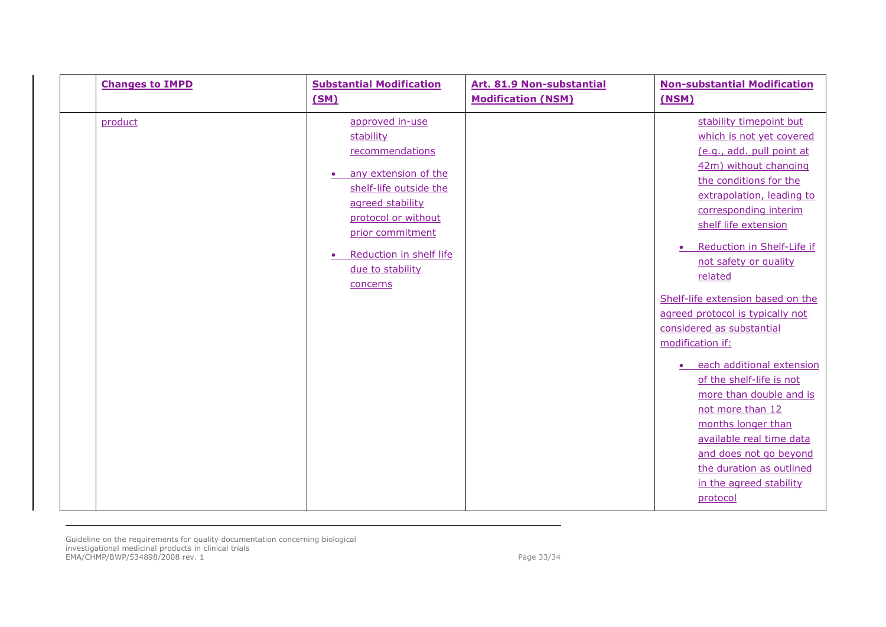|  | Changes to IMPD | Substantial Modification (SM) | Art. 81.9 Non-substantial Modification (NSM) | Non-substantial Modification (NSM) |
|---|---|---|---|---|
|  | product | approved in-use stability recommendations<br>• any extension of the shelf-life outside the agreed stability protocol or without prior commitment<br>• Reduction in shelf life due to stability concerns |  | stability timepoint but which is not yet covered (e.g., add. pull point at 42m) without changing the conditions for the extrapolation, leading to corresponding interim shelf life extension<br>• Reduction in Shelf-Life if not safety or quality related<br>Shelf-life extension based on the agreed protocol is typically not considered as substantial modification if:<br>• each additional extension of the shelf-life is not more than double and is not more than 12 months longer than available real time data and does not go beyond the duration as outlined in the agreed stability protocol |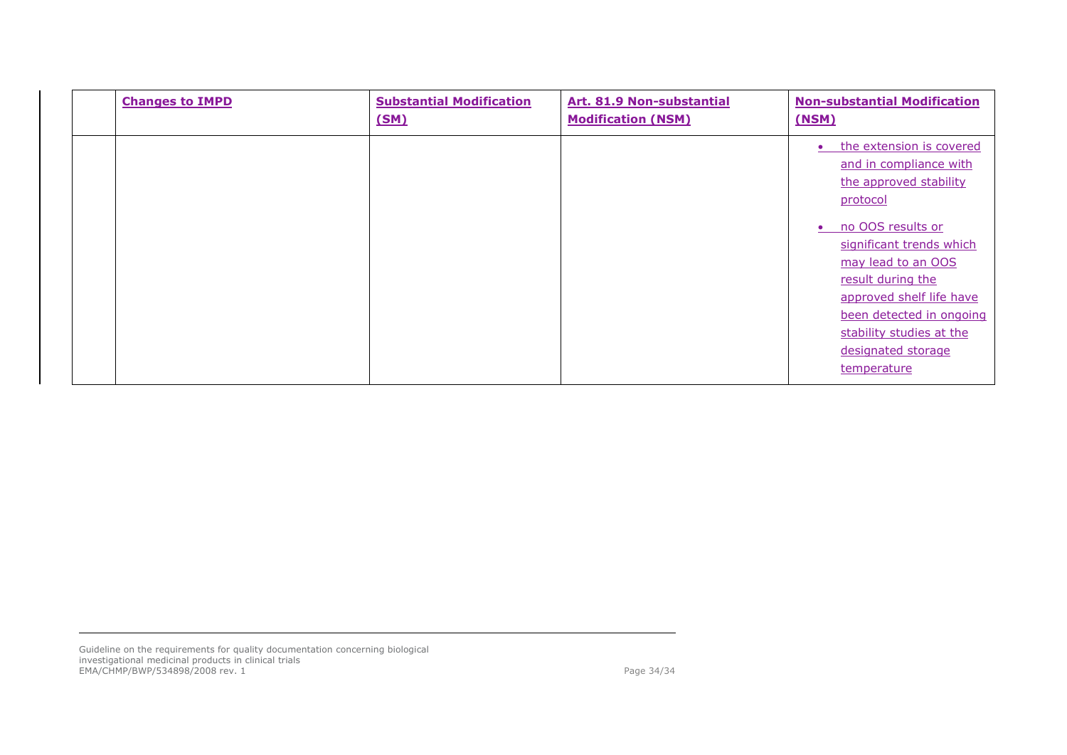| | Changes to IMPD | Substantial Modification (SM) | Art. 81.9 Non-substantial Modification (NSM) | Non-substantial Modification (NSM) |
|---|---|---|---|---|
| | | | | • the extension is covered and in compliance with the approved stability protocol<br>• no OOS results or significant trends which may lead to an OOS result during the approved shelf life have been detected in ongoing stability studies at the designated storage temperature |